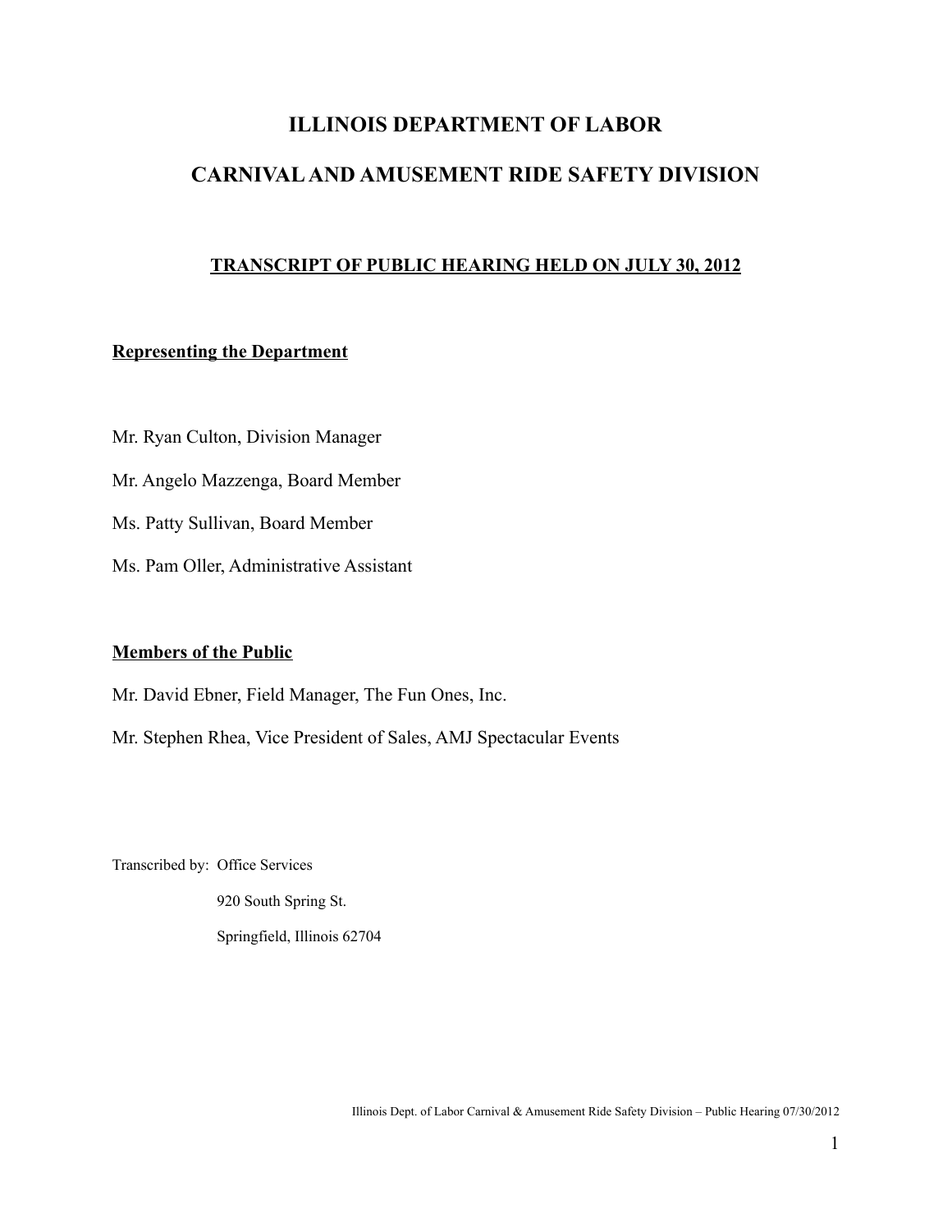# ILLINOIS DEPARTMENT OF LABOR

# CARNIVAL AND AMUSEMENT RIDE SAFETY DIVISION

## TRANSCRIPT OF PUBLIC HEARING HELD ON JULY 30, 2012

### Representing the Department

Mr. Ryan Culton, Division Manager

Mr. Angelo Mazzenga, Board Member

Ms. Patty Sullivan, Board Member

Ms. Pam Oller, Administrative Assistant

### Members of the Public

Mr. David Ebner, Field Manager, The Fun Ones, Inc.

Mr. Stephen Rhea, Vice President of Sales, AMJ Spectacular Events

Transcribed by: Office Services

920 South Spring St.

Springfield, Illinois 62704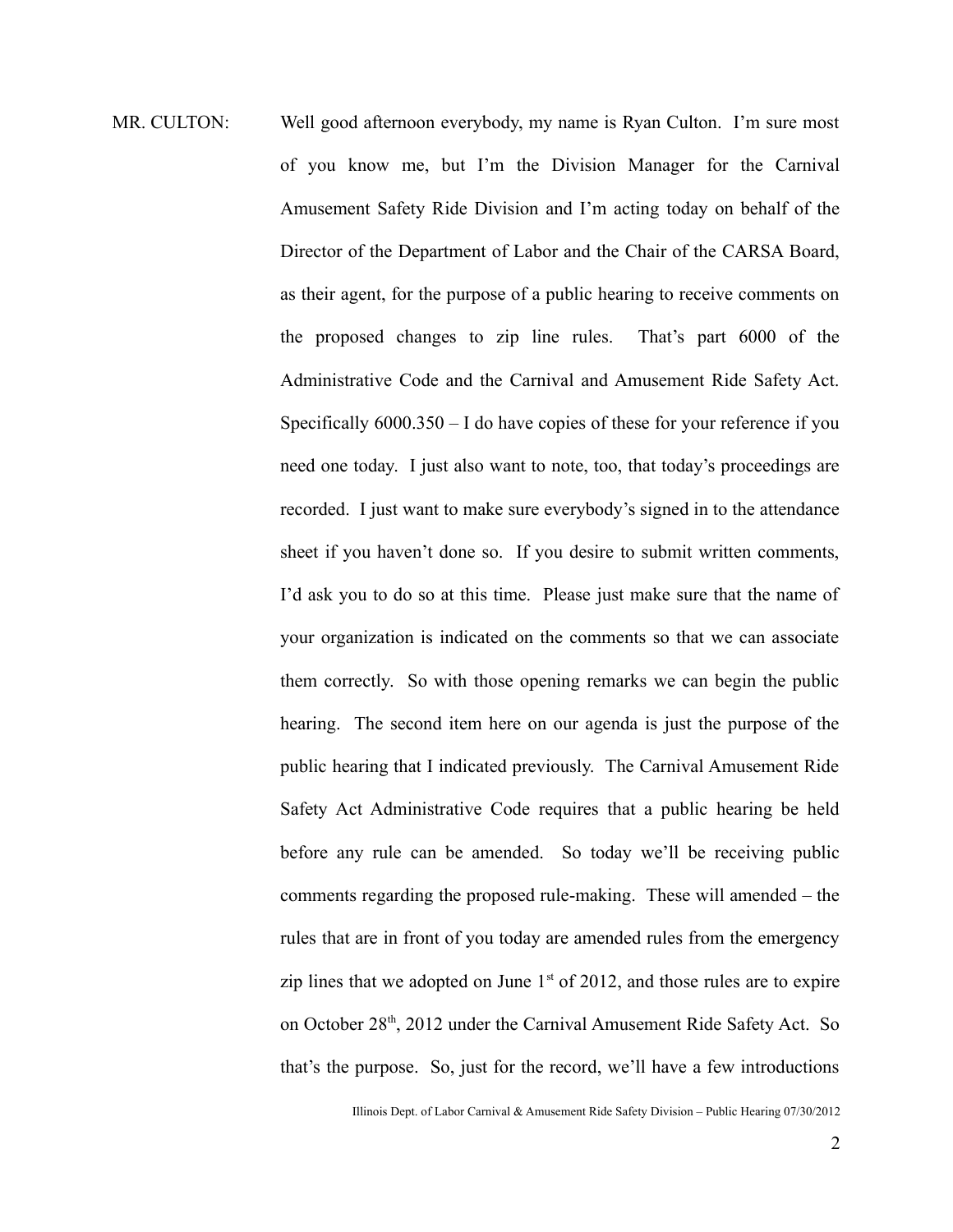MR. CULTON: Well good afternoon everybody, my name is Ryan Culton. I'm sure most of you know me, but I'm the Division Manager for the Carnival Amusement Safety Ride Division and I'm acting today on behalf of the Director of the Department of Labor and the Chair of the CARSA Board, as their agent, for the purpose of a public hearing to receive comments on the proposed changes to zip line rules. That's part 6000 of the Administrative Code and the Carnival and Amusement Ride Safety Act. Specifically 6000.350 – I do have copies of these for your reference if you need one today. I just also want to note, too, that today's proceedings are recorded. I just want to make sure everybody's signed in to the attendance sheet if you haven't done so. If you desire to submit written comments, I'd ask you to do so at this time. Please just make sure that the name of your organization is indicated on the comments so that we can associate them correctly. So with those opening remarks we can begin the public hearing. The second item here on our agenda is just the purpose of the public hearing that I indicated previously. The Carnival Amusement Ride Safety Act Administrative Code requires that a public hearing be held before any rule can be amended. So today we'll be receiving public comments regarding the proposed rule-making. These will amended – the rules that are in front of you today are amended rules from the emergency zip lines that we adopted on June 1st of 2012, and those rules are to expire on October 28th, 2012 under the Carnival Amusement Ride Safety Act. So that's the purpose. So, just for the record, we'll have a few introductions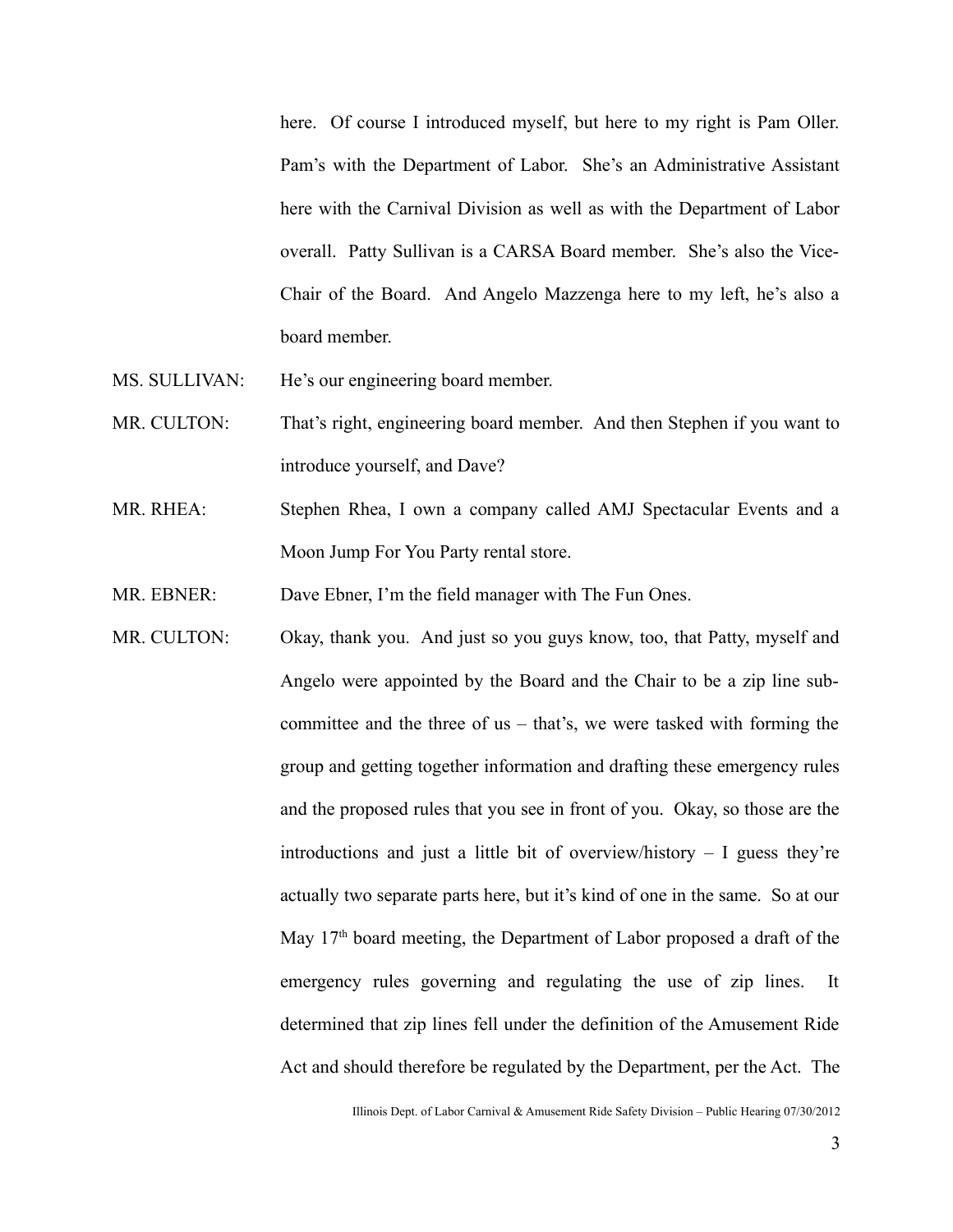here. Of course I introduced myself, but here to my right is Pam Oller. Pam's with the Department of Labor. She's an Administrative Assistant here with the Carnival Division as well as with the Department of Labor overall. Patty Sullivan is a CARSA Board member. She's also the Vice-Chair of the Board. And Angelo Mazzenga here to my left, he's also a board member.

MS. SULLIVAN: He's our engineering board member.

MR. CULTON: That's right, engineering board member. And then Stephen if you want to introduce yourself, and Dave?

MR. RHEA: Stephen Rhea, I own a company called AMJ Spectacular Events and a Moon Jump For You Party rental store.

MR. EBNER: Dave Ebner, I'm the field manager with The Fun Ones.

MR. CULTON: Okay, thank you. And just so you guys know, too, that Patty, myself and Angelo were appointed by the Board and the Chair to be a zip line sub-committee and the three of us – that's, we were tasked with forming the group and getting together information and drafting these emergency rules and the proposed rules that you see in front of you. Okay, so those are the introductions and just a little bit of overview/history – I guess they're actually two separate parts here, but it's kind of one in the same. So at our May 17th board meeting, the Department of Labor proposed a draft of the emergency rules governing and regulating the use of zip lines. It determined that zip lines fell under the definition of the Amusement Ride Act and should therefore be regulated by the Department, per the Act. The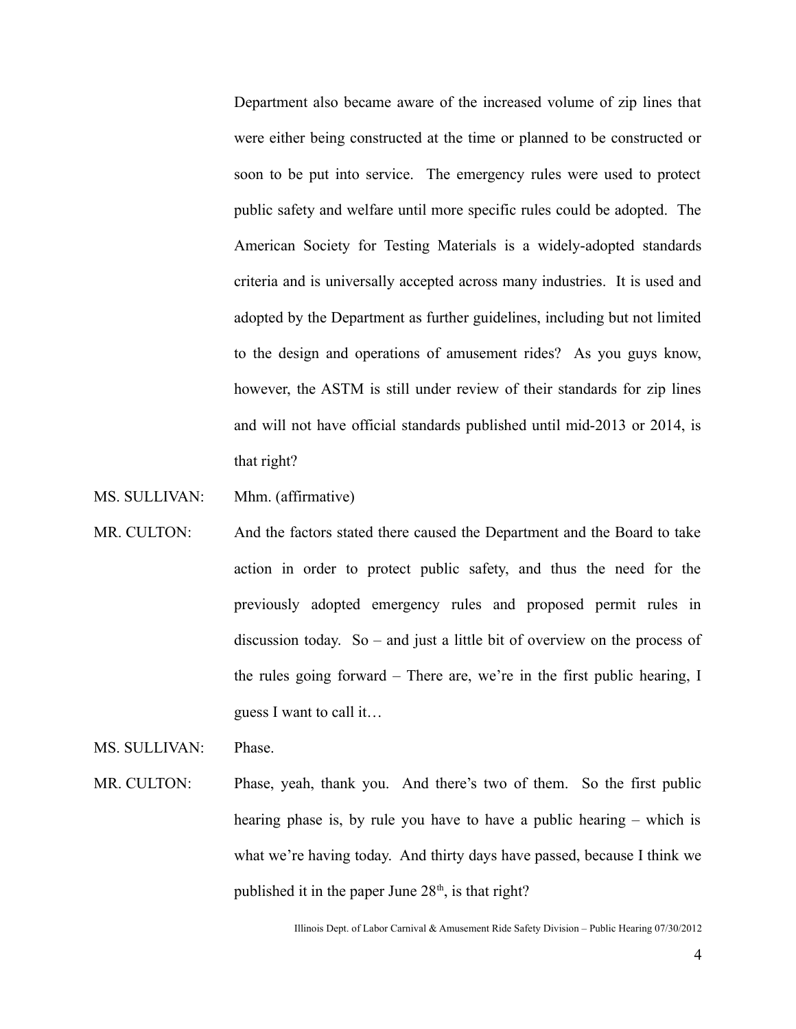Department also became aware of the increased volume of zip lines that were either being constructed at the time or planned to be constructed or soon to be put into service. The emergency rules were used to protect public safety and welfare until more specific rules could be adopted. The American Society for Testing Materials is a widely-adopted standards criteria and is universally accepted across many industries. It is used and adopted by the Department as further guidelines, including but not limited to the design and operations of amusement rides? As you guys know, however, the ASTM is still under review of their standards for zip lines and will not have official standards published until mid-2013 or 2014, is that right?

MS. SULLIVAN: Mhm. (affirmative)

MR. CULTON: And the factors stated there caused the Department and the Board to take action in order to protect public safety, and thus the need for the previously adopted emergency rules and proposed permit rules in discussion today. So – and just a little bit of overview on the process of the rules going forward – There are, we're in the first public hearing, I guess I want to call it…

MS. SULLIVAN: Phase.

MR. CULTON: Phase, yeah, thank you. And there's two of them. So the first public hearing phase is, by rule you have to have a public hearing – which is what we're having today. And thirty days have passed, because I think we published it in the paper June 28th, is that right?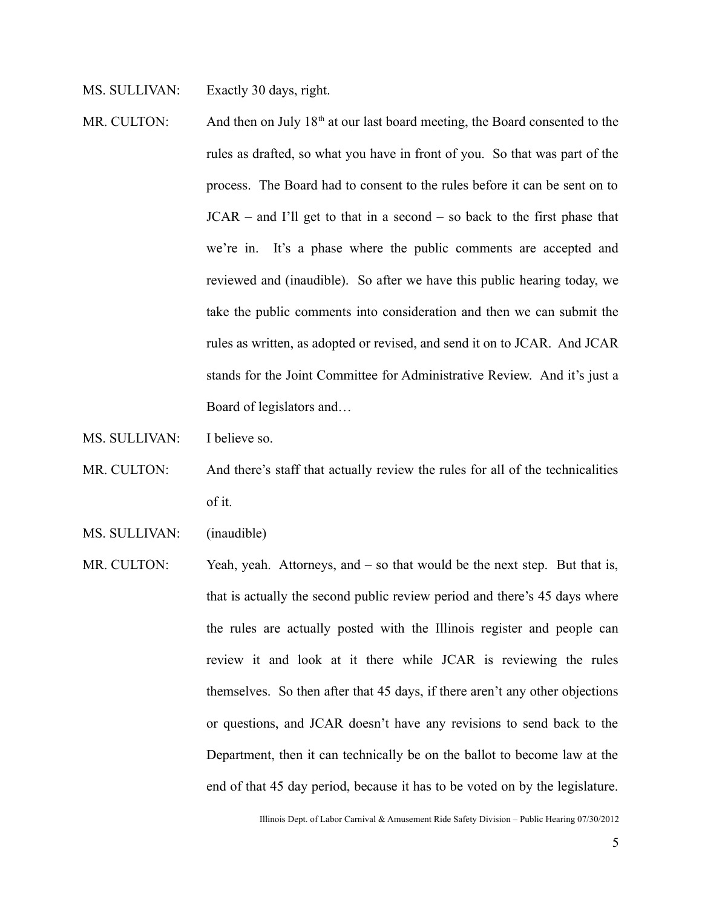MS. SULLIVAN: Exactly 30 days, right.

MR. CULTON: And then on July 18th at our last board meeting, the Board consented to the rules as drafted, so what you have in front of you. So that was part of the process. The Board had to consent to the rules before it can be sent on to JCAR – and I'll get to that in a second – so back to the first phase that we're in. It's a phase where the public comments are accepted and reviewed and (inaudible). So after we have this public hearing today, we take the public comments into consideration and then we can submit the rules as written, as adopted or revised, and send it on to JCAR. And JCAR stands for the Joint Committee for Administrative Review. And it's just a Board of legislators and…

MS. SULLIVAN: I believe so.

MR. CULTON: And there's staff that actually review the rules for all of the technicalities of it.

MS. SULLIVAN: (inaudible)

MR. CULTON: Yeah, yeah. Attorneys, and – so that would be the next step. But that is, that is actually the second public review period and there's 45 days where the rules are actually posted with the Illinois register and people can review it and look at it there while JCAR is reviewing the rules themselves. So then after that 45 days, if there aren't any other objections or questions, and JCAR doesn't have any revisions to send back to the Department, then it can technically be on the ballot to become law at the end of that 45 day period, because it has to be voted on by the legislature.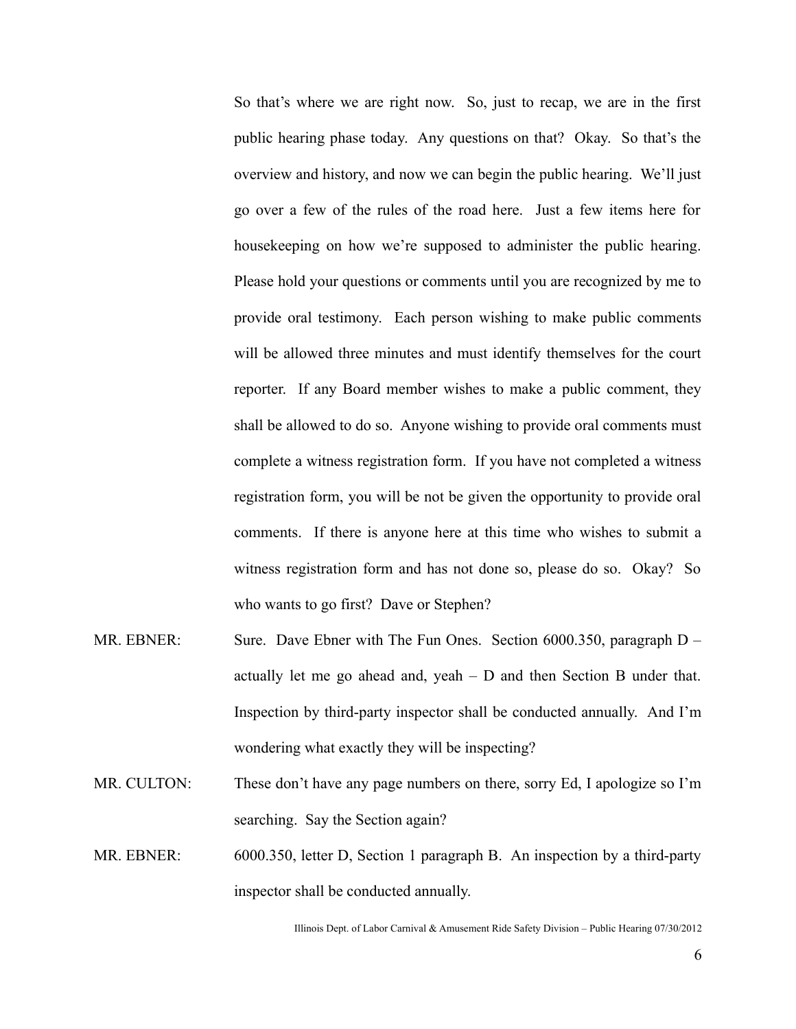So that's where we are right now. So, just to recap, we are in the first public hearing phase today. Any questions on that? Okay. So that's the overview and history, and now we can begin the public hearing. We'll just go over a few of the rules of the road here. Just a few items here for housekeeping on how we're supposed to administer the public hearing. Please hold your questions or comments until you are recognized by me to provide oral testimony. Each person wishing to make public comments will be allowed three minutes and must identify themselves for the court reporter. If any Board member wishes to make a public comment, they shall be allowed to do so. Anyone wishing to provide oral comments must complete a witness registration form. If you have not completed a witness registration form, you will be not be given the opportunity to provide oral comments. If there is anyone here at this time who wishes to submit a witness registration form and has not done so, please do so. Okay? So who wants to go first? Dave or Stephen?

MR. EBNER: Sure. Dave Ebner with The Fun Ones. Section 6000.350, paragraph D – actually let me go ahead and, yeah – D and then Section B under that. Inspection by third-party inspector shall be conducted annually. And I'm wondering what exactly they will be inspecting?

MR. CULTON: These don't have any page numbers on there, sorry Ed, I apologize so I'm searching. Say the Section again?

MR. EBNER: 6000.350, letter D, Section 1 paragraph B. An inspection by a third-party inspector shall be conducted annually.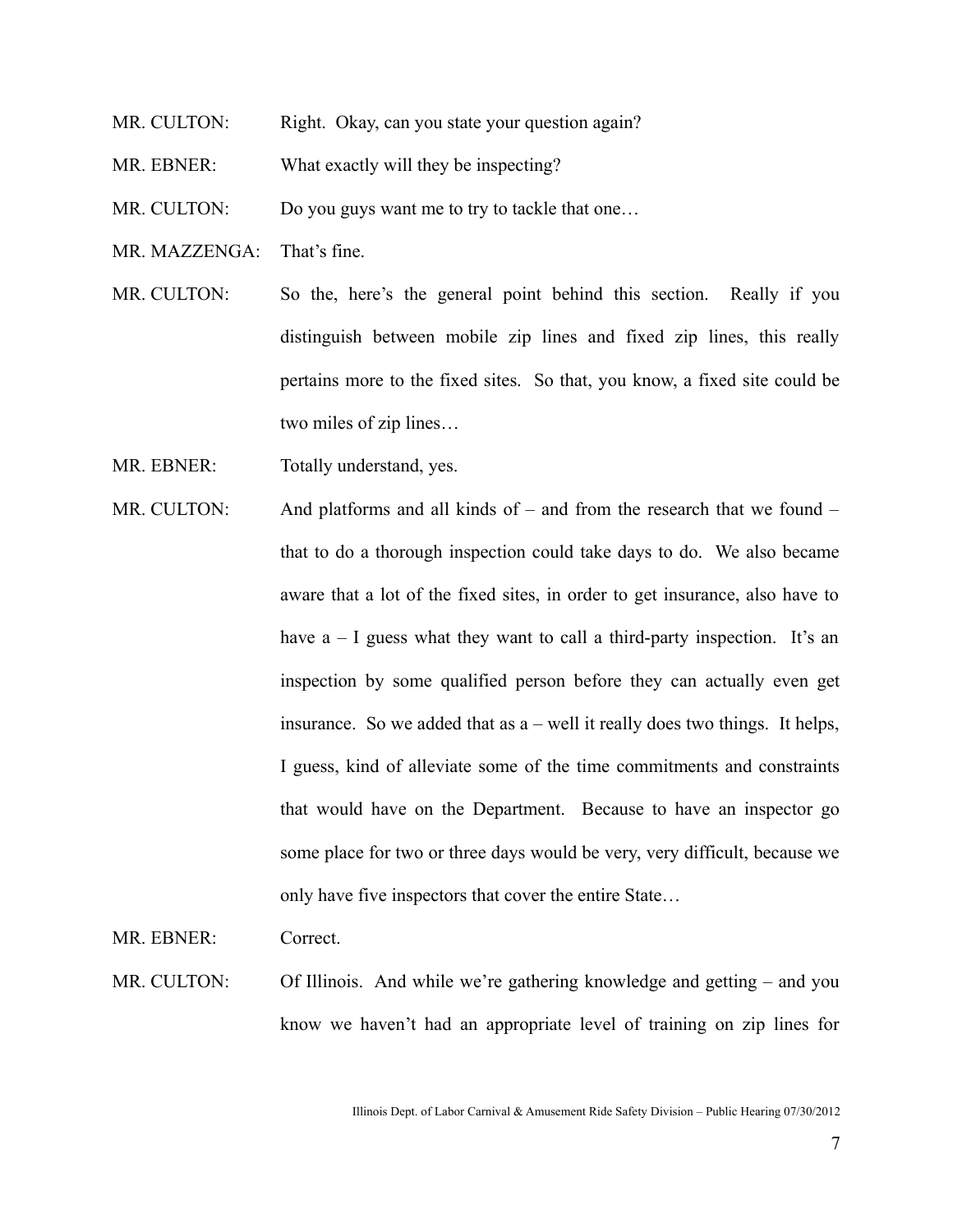MR. CULTON: Right. Okay, can you state your question again?

MR. EBNER: What exactly will they be inspecting?

MR. CULTON: Do you guys want me to try to tackle that one…

MR. MAZZENGA: That's fine.

MR. CULTON: So the, here's the general point behind this section. Really if you distinguish between mobile zip lines and fixed zip lines, this really pertains more to the fixed sites. So that, you know, a fixed site could be two miles of zip lines…

MR. EBNER: Totally understand, yes.

MR. CULTON: And platforms and all kinds of – and from the research that we found – that to do a thorough inspection could take days to do. We also became aware that a lot of the fixed sites, in order to get insurance, also have to have a – I guess what they want to call a third-party inspection. It's an inspection by some qualified person before they can actually even get insurance. So we added that as a – well it really does two things. It helps, I guess, kind of alleviate some of the time commitments and constraints that would have on the Department. Because to have an inspector go some place for two or three days would be very, very difficult, because we only have five inspectors that cover the entire State…

MR. EBNER: Correct.

MR. CULTON: Of Illinois. And while we're gathering knowledge and getting – and you know we haven't had an appropriate level of training on zip lines for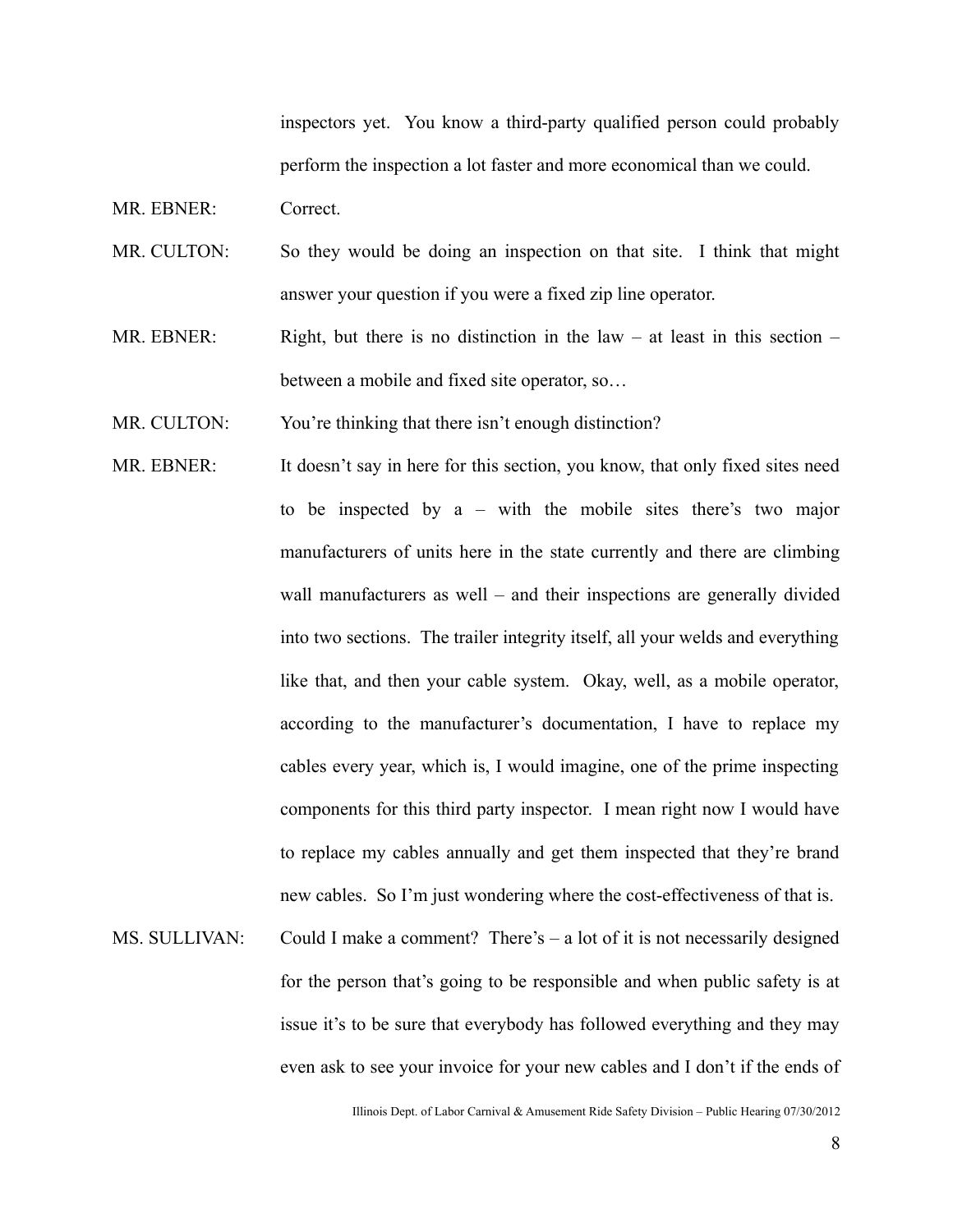inspectors yet. You know a third-party qualified person could probably perform the inspection a lot faster and more economical than we could.

MR. EBNER: Correct.

MR. CULTON: So they would be doing an inspection on that site. I think that might answer your question if you were a fixed zip line operator.

MR. EBNER: Right, but there is no distinction in the law – at least in this section – between a mobile and fixed site operator, so…

MR. CULTON: You're thinking that there isn't enough distinction?

MR. EBNER: It doesn't say in here for this section, you know, that only fixed sites need to be inspected by a – with the mobile sites there's two major manufacturers of units here in the state currently and there are climbing wall manufacturers as well – and their inspections are generally divided into two sections. The trailer integrity itself, all your welds and everything like that, and then your cable system. Okay, well, as a mobile operator, according to the manufacturer's documentation, I have to replace my cables every year, which is, I would imagine, one of the prime inspecting components for this third party inspector. I mean right now I would have to replace my cables annually and get them inspected that they're brand new cables. So I'm just wondering where the cost-effectiveness of that is.

MS. SULLIVAN: Could I make a comment? There's – a lot of it is not necessarily designed for the person that's going to be responsible and when public safety is at issue it's to be sure that everybody has followed everything and they may even ask to see your invoice for your new cables and I don't if the ends of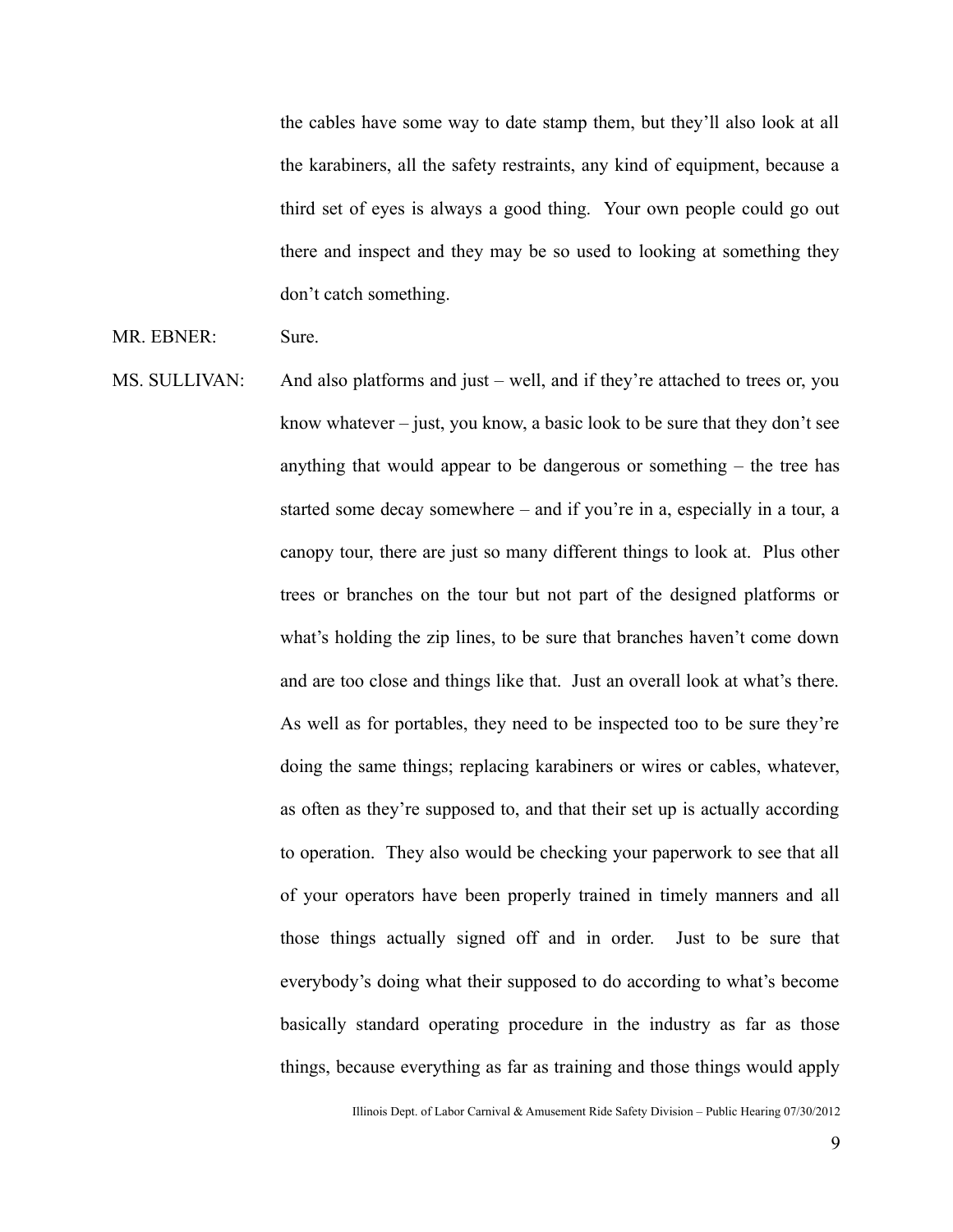the cables have some way to date stamp them, but they'll also look at all the karabiners, all the safety restraints, any kind of equipment, because a third set of eyes is always a good thing. Your own people could go out there and inspect and they may be so used to looking at something they don't catch something.

MR. EBNER: Sure.

MS. SULLIVAN: And also platforms and just – well, and if they're attached to trees or, you know whatever – just, you know, a basic look to be sure that they don't see anything that would appear to be dangerous or something – the tree has started some decay somewhere – and if you're in a, especially in a tour, a canopy tour, there are just so many different things to look at. Plus other trees or branches on the tour but not part of the designed platforms or what's holding the zip lines, to be sure that branches haven't come down and are too close and things like that. Just an overall look at what's there. As well as for portables, they need to be inspected too to be sure they're doing the same things; replacing karabiners or wires or cables, whatever, as often as they're supposed to, and that their set up is actually according to operation. They also would be checking your paperwork to see that all of your operators have been properly trained in timely manners and all those things actually signed off and in order. Just to be sure that everybody's doing what their supposed to do according to what's become basically standard operating procedure in the industry as far as those things, because everything as far as training and those things would apply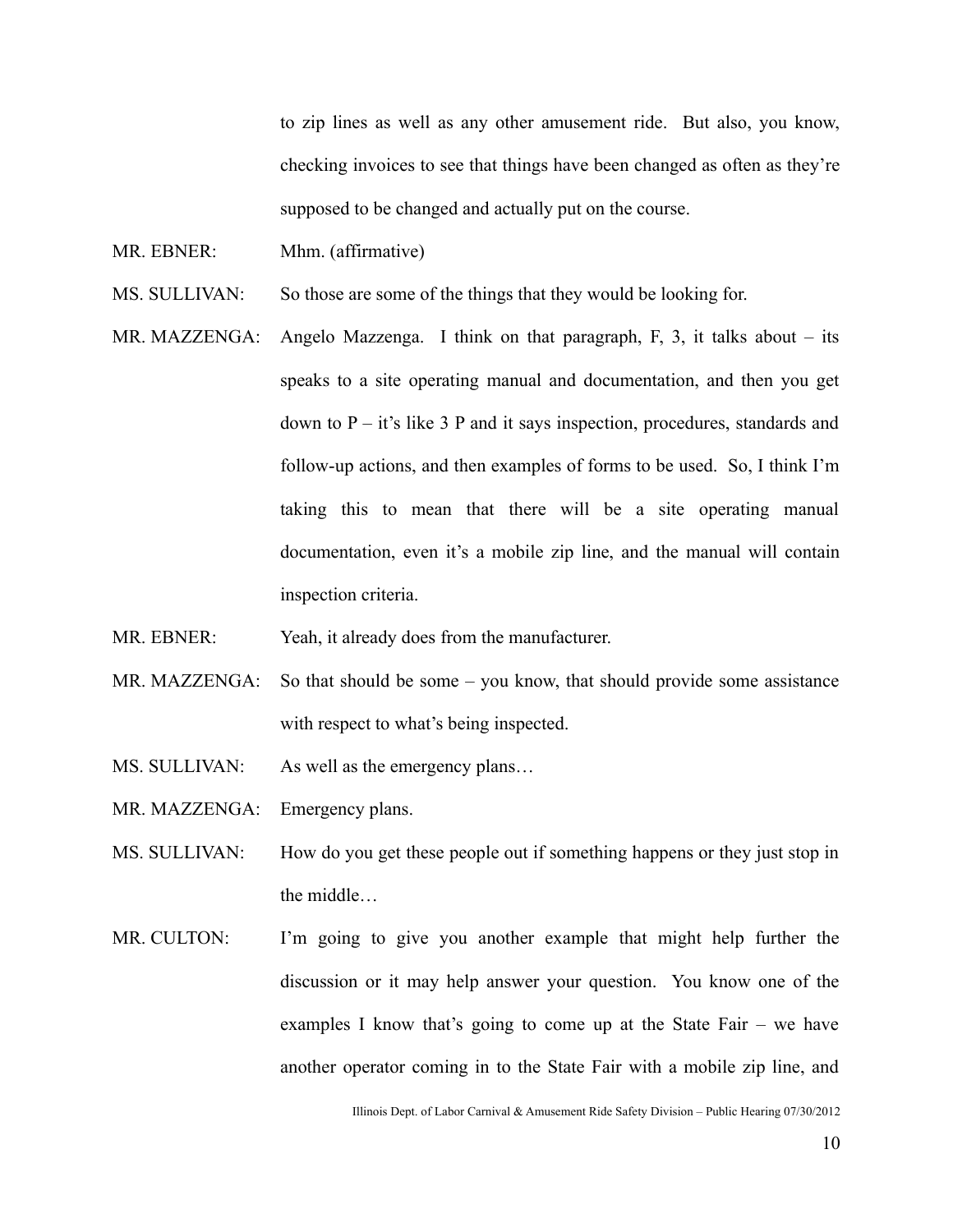to zip lines as well as any other amusement ride. But also, you know, checking invoices to see that things have been changed as often as they're supposed to be changed and actually put on the course.

MR. EBNER: Mhm. (affirmative)

MS. SULLIVAN: So those are some of the things that they would be looking for.

MR. MAZZENGA: Angelo Mazzenga. I think on that paragraph, F, 3, it talks about – its speaks to a site operating manual and documentation, and then you get down to P – it's like 3 P and it says inspection, procedures, standards and follow-up actions, and then examples of forms to be used. So, I think I'm taking this to mean that there will be a site operating manual documentation, even it's a mobile zip line, and the manual will contain inspection criteria.

MR. EBNER: Yeah, it already does from the manufacturer.

MR. MAZZENGA: So that should be some – you know, that should provide some assistance with respect to what's being inspected.

MS. SULLIVAN: As well as the emergency plans…

MR. MAZZENGA: Emergency plans.

MS. SULLIVAN: How do you get these people out if something happens or they just stop in the middle…

MR. CULTON: I'm going to give you another example that might help further the discussion or it may help answer your question. You know one of the examples I know that's going to come up at the State Fair – we have another operator coming in to the State Fair with a mobile zip line, and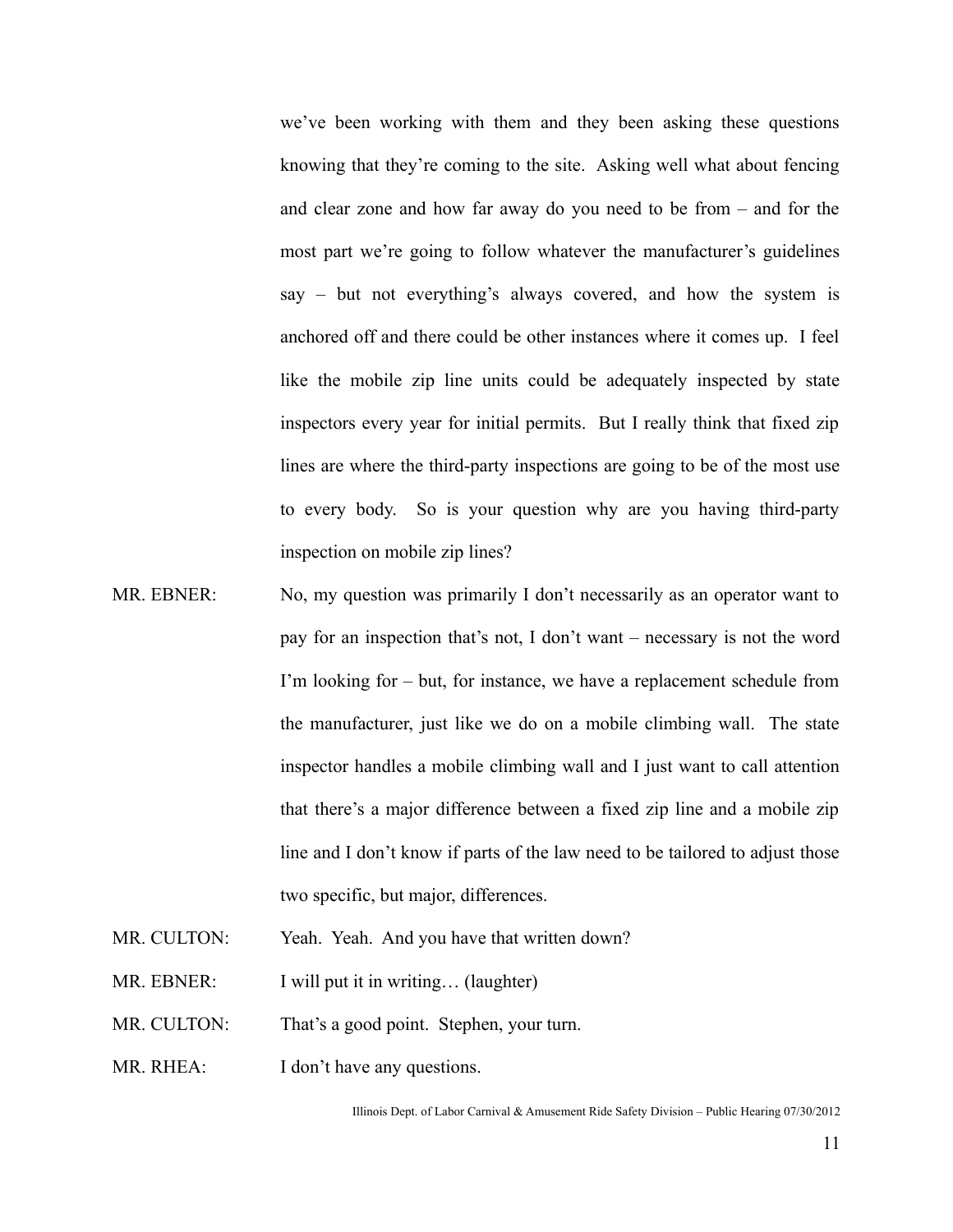we've been working with them and they been asking these questions knowing that they're coming to the site. Asking well what about fencing and clear zone and how far away do you need to be from – and for the most part we're going to follow whatever the manufacturer's guidelines say – but not everything's always covered, and how the system is anchored off and there could be other instances where it comes up. I feel like the mobile zip line units could be adequately inspected by state inspectors every year for initial permits. But I really think that fixed zip lines are where the third-party inspections are going to be of the most use to every body. So is your question why are you having third-party inspection on mobile zip lines?

MR. EBNER: No, my question was primarily I don't necessarily as an operator want to pay for an inspection that's not, I don't want – necessary is not the word I'm looking for – but, for instance, we have a replacement schedule from the manufacturer, just like we do on a mobile climbing wall. The state inspector handles a mobile climbing wall and I just want to call attention that there's a major difference between a fixed zip line and a mobile zip line and I don't know if parts of the law need to be tailored to adjust those two specific, but major, differences.

MR. CULTON: Yeah. Yeah. And you have that written down?

MR. EBNER: I will put it in writing… (laughter)

MR. CULTON: That's a good point. Stephen, your turn.

MR. RHEA: I don't have any questions.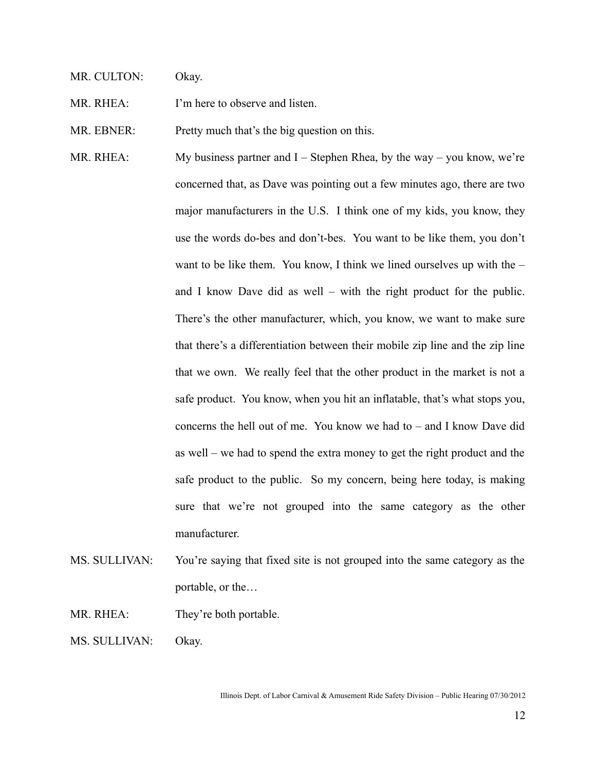MR. CULTON: Okay.

MR. RHEA: I'm here to observe and listen.

MR. EBNER: Pretty much that's the big question on this.

MR. RHEA: My business partner and I – Stephen Rhea, by the way – you know, we're concerned that, as Dave was pointing out a few minutes ago, there are two major manufacturers in the U.S. I think one of my kids, you know, they use the words do-bes and don't-bes. You want to be like them, you don't want to be like them. You know, I think we lined ourselves up with the – and I know Dave did as well – with the right product for the public. There's the other manufacturer, which, you know, we want to make sure that there's a differentiation between their mobile zip line and the zip line that we own. We really feel that the other product in the market is not a safe product. You know, when you hit an inflatable, that's what stops you, concerns the hell out of me. You know we had to – and I know Dave did as well – we had to spend the extra money to get the right product and the safe product to the public. So my concern, being here today, is making sure that we're not grouped into the same category as the other manufacturer.

MS. SULLIVAN: You're saying that fixed site is not grouped into the same category as the portable, or the…

MR. RHEA: They're both portable.

MS. SULLIVAN: Okay.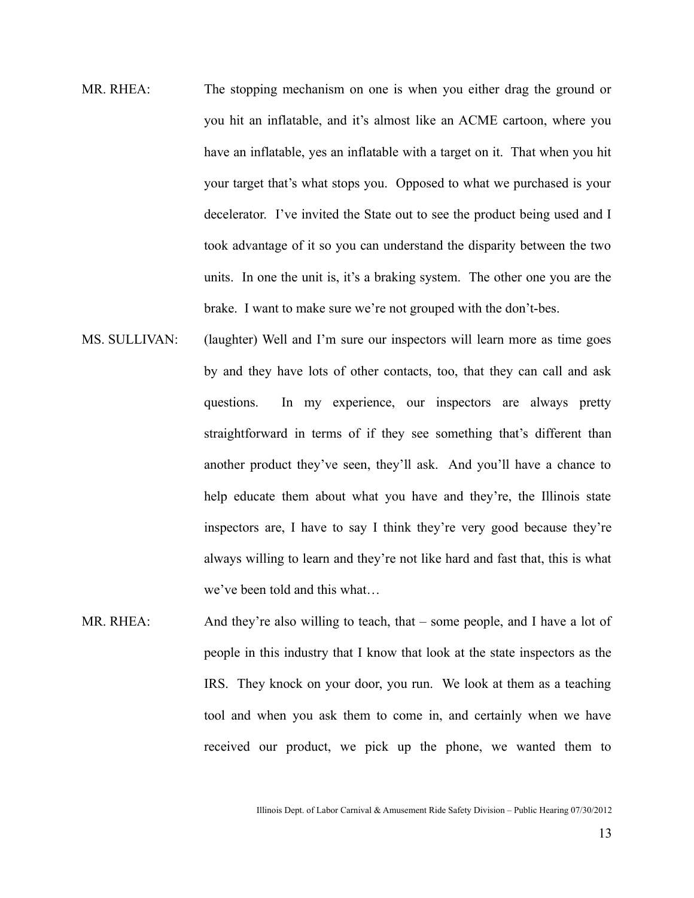MR. RHEA: The stopping mechanism on one is when you either drag the ground or you hit an inflatable, and it's almost like an ACME cartoon, where you have an inflatable, yes an inflatable with a target on it. That when you hit your target that's what stops you. Opposed to what we purchased is your decelerator. I've invited the State out to see the product being used and I took advantage of it so you can understand the disparity between the two units. In one the unit is, it's a braking system. The other one you are the brake. I want to make sure we're not grouped with the don't-bes.

MS. SULLIVAN: (laughter) Well and I'm sure our inspectors will learn more as time goes by and they have lots of other contacts, too, that they can call and ask questions. In my experience, our inspectors are always pretty straightforward in terms of if they see something that's different than another product they've seen, they'll ask. And you'll have a chance to help educate them about what you have and they're, the Illinois state inspectors are, I have to say I think they're very good because they're always willing to learn and they're not like hard and fast that, this is what we've been told and this what…

MR. RHEA: And they're also willing to teach, that – some people, and I have a lot of people in this industry that I know that look at the state inspectors as the IRS. They knock on your door, you run. We look at them as a teaching tool and when you ask them to come in, and certainly when we have received our product, we pick up the phone, we wanted them to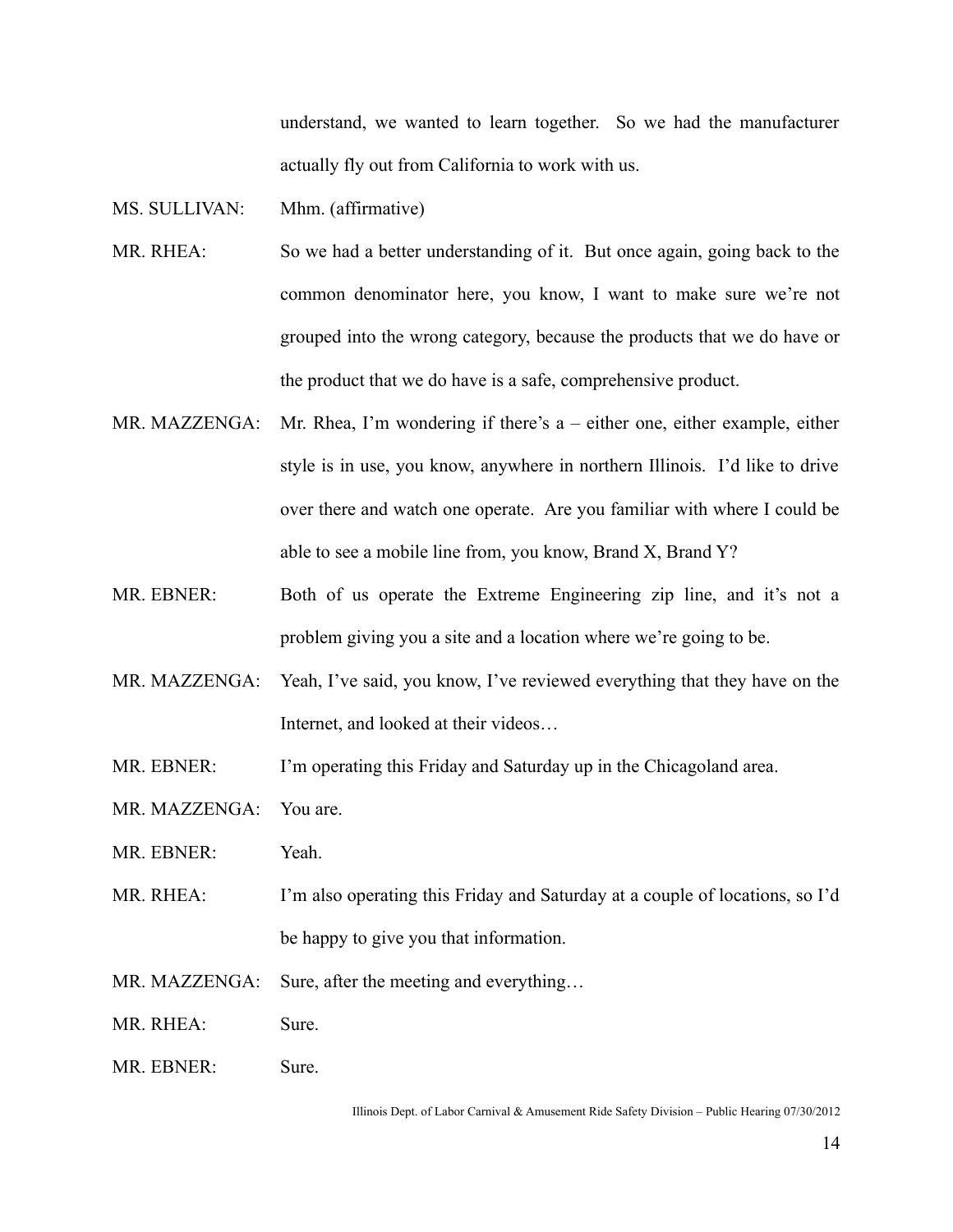understand, we wanted to learn together. So we had the manufacturer actually fly out from California to work with us.

MS. SULLIVAN: Mhm. (affirmative)

MR. RHEA: So we had a better understanding of it. But once again, going back to the common denominator here, you know, I want to make sure we're not grouped into the wrong category, because the products that we do have or the product that we do have is a safe, comprehensive product.

MR. MAZZENGA: Mr. Rhea, I'm wondering if there's a – either one, either example, either style is in use, you know, anywhere in northern Illinois. I'd like to drive over there and watch one operate. Are you familiar with where I could be able to see a mobile line from, you know, Brand X, Brand Y?

MR. EBNER: Both of us operate the Extreme Engineering zip line, and it's not a problem giving you a site and a location where we're going to be.

MR. MAZZENGA: Yeah, I've said, you know, I've reviewed everything that they have on the Internet, and looked at their videos…

MR. EBNER: I'm operating this Friday and Saturday up in the Chicagoland area.

MR. MAZZENGA: You are.

MR. EBNER: Yeah.

MR. RHEA: I'm also operating this Friday and Saturday at a couple of locations, so I'd be happy to give you that information.

MR. MAZZENGA: Sure, after the meeting and everything…

MR. RHEA: Sure.

MR. EBNER: Sure.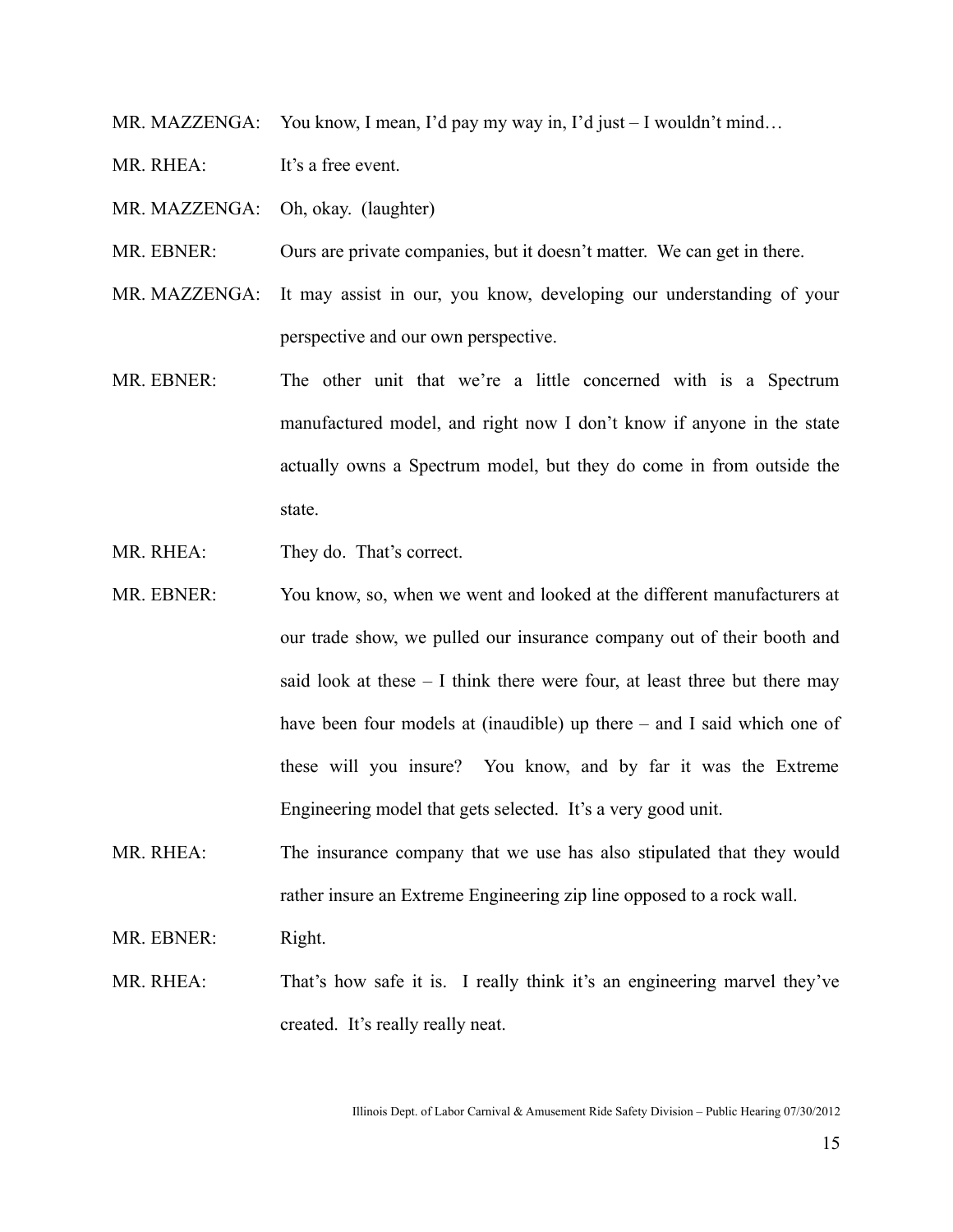MR. MAZZENGA: You know, I mean, I'd pay my way in, I'd just – I wouldn't mind…

MR. RHEA: It's a free event.

MR. MAZZENGA: Oh, okay. (laughter)

MR. EBNER: Ours are private companies, but it doesn't matter. We can get in there.

MR. MAZZENGA: It may assist in our, you know, developing our understanding of your perspective and our own perspective.

MR. EBNER: The other unit that we're a little concerned with is a Spectrum manufactured model, and right now I don't know if anyone in the state actually owns a Spectrum model, but they do come in from outside the state.

MR. RHEA: They do. That's correct.

MR. EBNER: You know, so, when we went and looked at the different manufacturers at our trade show, we pulled our insurance company out of their booth and said look at these – I think there were four, at least three but there may have been four models at (inaudible) up there – and I said which one of these will you insure? You know, and by far it was the Extreme Engineering model that gets selected. It's a very good unit.

MR. RHEA: The insurance company that we use has also stipulated that they would rather insure an Extreme Engineering zip line opposed to a rock wall.

MR. EBNER: Right.

MR. RHEA: That's how safe it is. I really think it's an engineering marvel they've created. It's really really neat.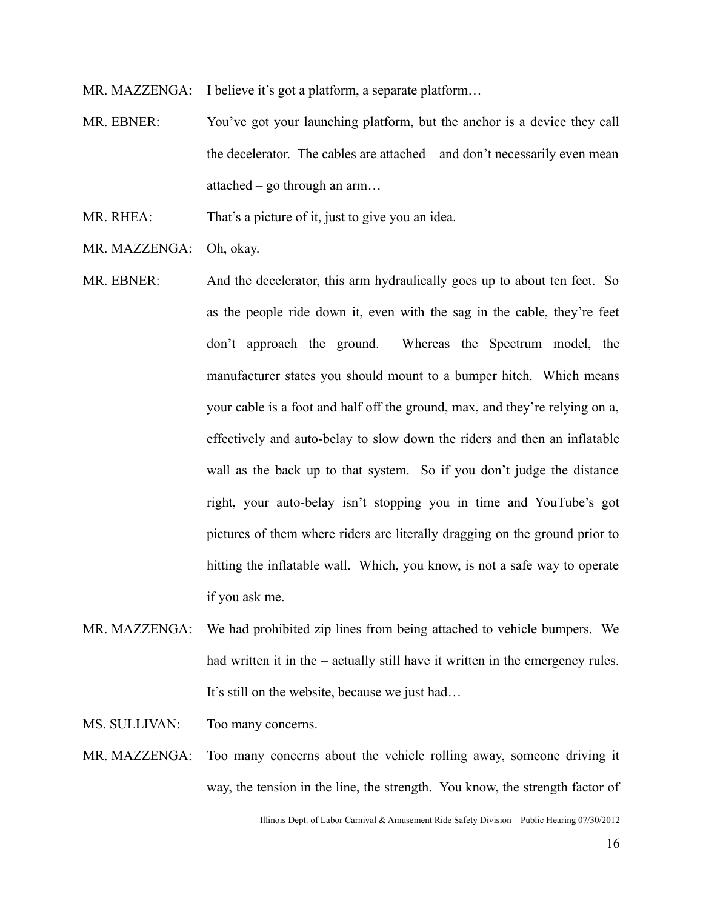MR. MAZZENGA: I believe it's got a platform, a separate platform…

MR. EBNER: You've got your launching platform, but the anchor is a device they call the decelerator. The cables are attached – and don't necessarily even mean attached – go through an arm…

MR. RHEA: That's a picture of it, just to give you an idea.

MR. MAZZENGA: Oh, okay.

MR. EBNER: And the decelerator, this arm hydraulically goes up to about ten feet. So as the people ride down it, even with the sag in the cable, they're feet don't approach the ground. Whereas the Spectrum model, the manufacturer states you should mount to a bumper hitch. Which means your cable is a foot and half off the ground, max, and they're relying on a, effectively and auto-belay to slow down the riders and then an inflatable wall as the back up to that system. So if you don't judge the distance right, your auto-belay isn't stopping you in time and YouTube's got pictures of them where riders are literally dragging on the ground prior to hitting the inflatable wall. Which, you know, is not a safe way to operate if you ask me.

MR. MAZZENGA: We had prohibited zip lines from being attached to vehicle bumpers. We had written it in the – actually still have it written in the emergency rules. It's still on the website, because we just had…

MS. SULLIVAN: Too many concerns.

MR. MAZZENGA: Too many concerns about the vehicle rolling away, someone driving it way, the tension in the line, the strength. You know, the strength factor of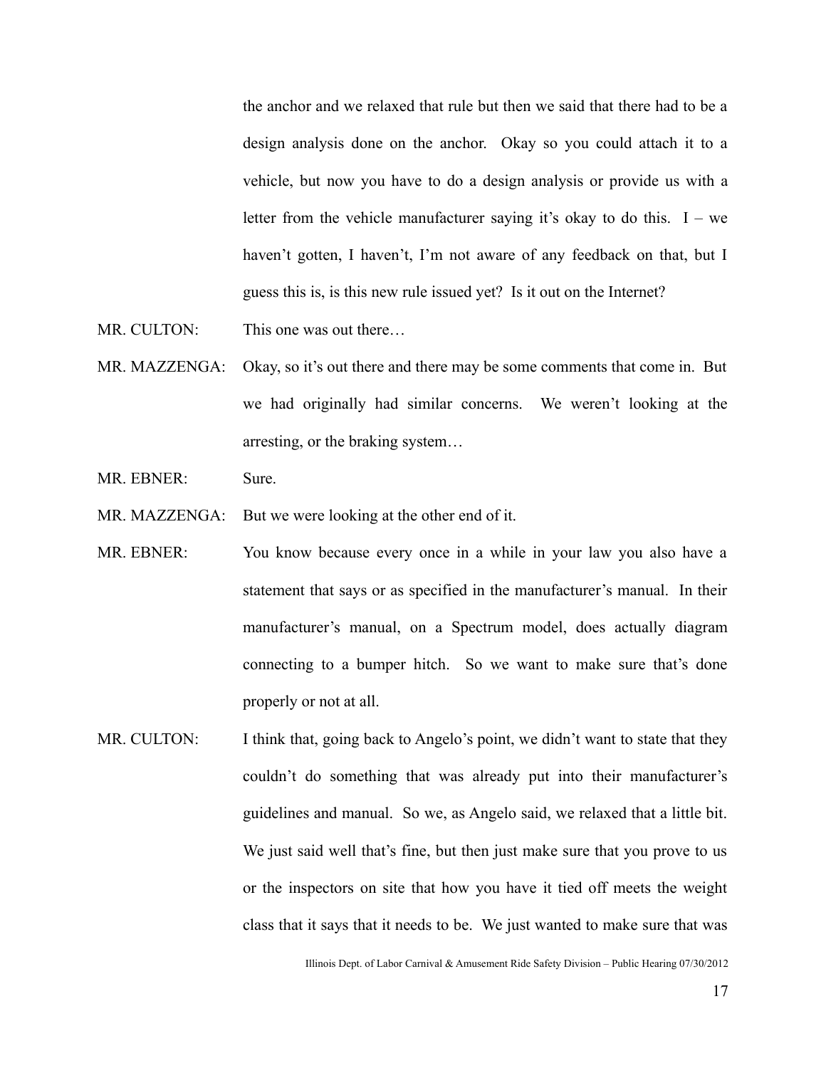the anchor and we relaxed that rule but then we said that there had to be a design analysis done on the anchor. Okay so you could attach it to a vehicle, but now you have to do a design analysis or provide us with a letter from the vehicle manufacturer saying it's okay to do this. I – we haven't gotten, I haven't, I'm not aware of any feedback on that, but I guess this is, is this new rule issued yet? Is it out on the Internet?

MR. CULTON: This one was out there…

MR. MAZZENGA: Okay, so it's out there and there may be some comments that come in. But we had originally had similar concerns. We weren't looking at the arresting, or the braking system…

MR. EBNER: Sure.

MR. MAZZENGA: But we were looking at the other end of it.

MR. EBNER: You know because every once in a while in your law you also have a statement that says or as specified in the manufacturer's manual. In their manufacturer's manual, on a Spectrum model, does actually diagram connecting to a bumper hitch. So we want to make sure that's done properly or not at all.

MR. CULTON: I think that, going back to Angelo's point, we didn't want to state that they couldn't do something that was already put into their manufacturer's guidelines and manual. So we, as Angelo said, we relaxed that a little bit. We just said well that's fine, but then just make sure that you prove to us or the inspectors on site that how you have it tied off meets the weight class that it says that it needs to be. We just wanted to make sure that was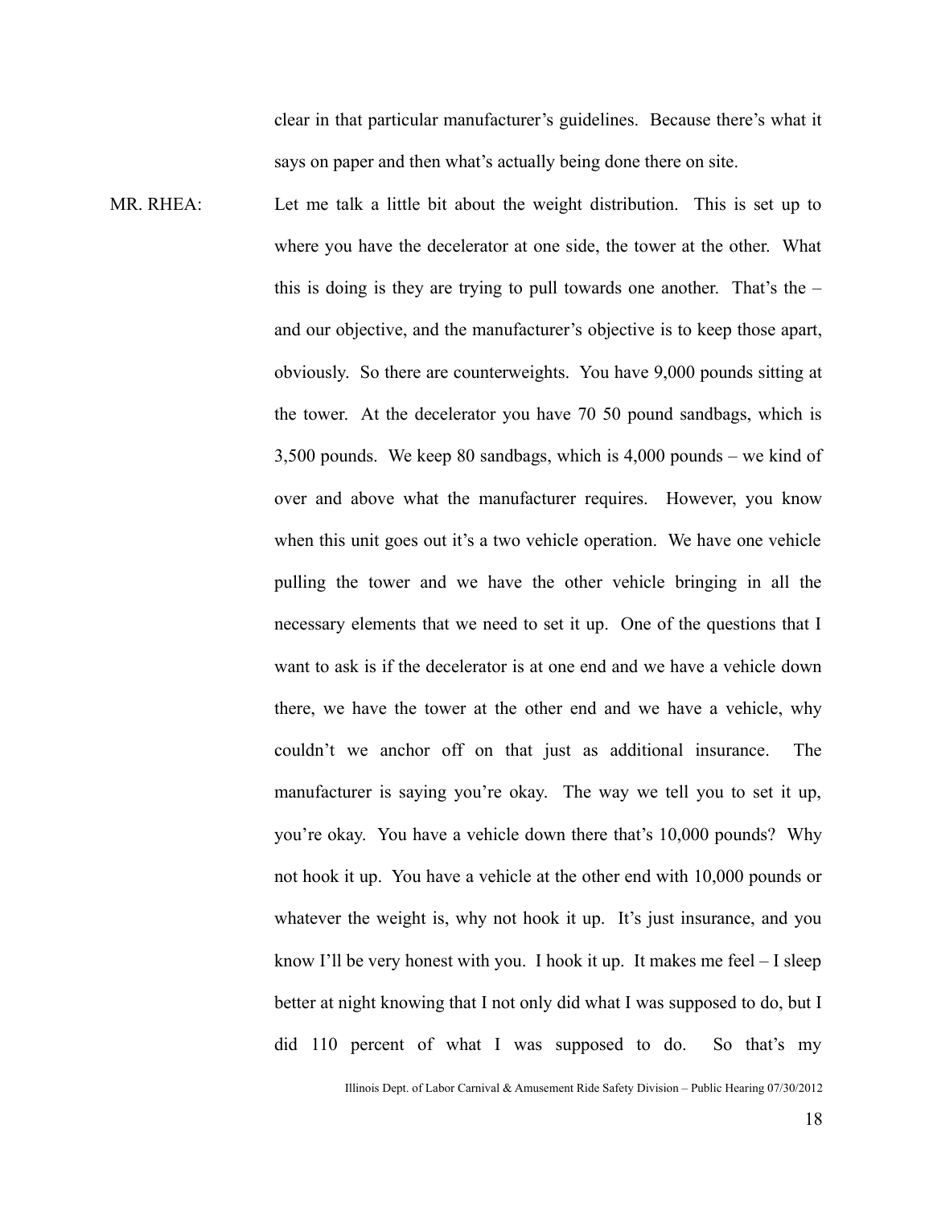clear in that particular manufacturer's guidelines. Because there's what it says on paper and then what's actually being done there on site.

MR. RHEA: Let me talk a little bit about the weight distribution. This is set up to where you have the decelerator at one side, the tower at the other. What this is doing is they are trying to pull towards one another. That's the – and our objective, and the manufacturer's objective is to keep those apart, obviously. So there are counterweights. You have 9,000 pounds sitting at the tower. At the decelerator you have 70 50 pound sandbags, which is 3,500 pounds. We keep 80 sandbags, which is 4,000 pounds – we kind of over and above what the manufacturer requires. However, you know when this unit goes out it's a two vehicle operation. We have one vehicle pulling the tower and we have the other vehicle bringing in all the necessary elements that we need to set it up. One of the questions that I want to ask is if the decelerator is at one end and we have a vehicle down there, we have the tower at the other end and we have a vehicle, why couldn't we anchor off on that just as additional insurance. The manufacturer is saying you're okay. The way we tell you to set it up, you're okay. You have a vehicle down there that's 10,000 pounds? Why not hook it up. You have a vehicle at the other end with 10,000 pounds or whatever the weight is, why not hook it up. It's just insurance, and you know I'll be very honest with you. I hook it up. It makes me feel – I sleep better at night knowing that I not only did what I was supposed to do, but I did 110 percent of what I was supposed to do. So that's my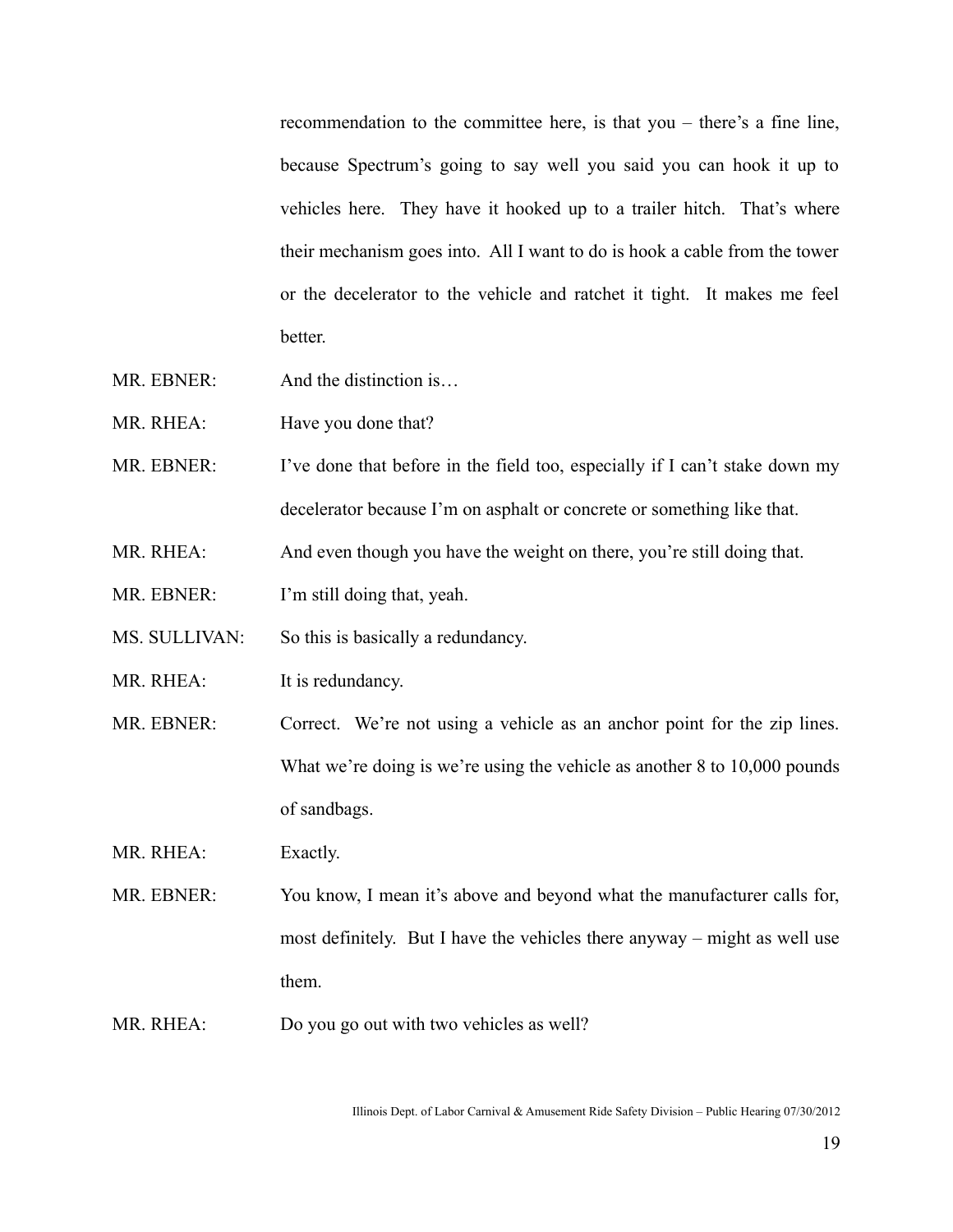recommendation to the committee here, is that you – there's a fine line, because Spectrum's going to say well you said you can hook it up to vehicles here. They have it hooked up to a trailer hitch. That's where their mechanism goes into. All I want to do is hook a cable from the tower or the decelerator to the vehicle and ratchet it tight. It makes me feel better.

MR. EBNER: And the distinction is…

MR. RHEA: Have you done that?

MR. EBNER: I've done that before in the field too, especially if I can't stake down my decelerator because I'm on asphalt or concrete or something like that.

MR. RHEA: And even though you have the weight on there, you're still doing that.

MR. EBNER: I'm still doing that, yeah.

MS. SULLIVAN: So this is basically a redundancy.

MR. RHEA: It is redundancy.

MR. EBNER: Correct. We're not using a vehicle as an anchor point for the zip lines. What we're doing is we're using the vehicle as another 8 to 10,000 pounds of sandbags.

MR. RHEA: Exactly.

MR. EBNER: You know, I mean it's above and beyond what the manufacturer calls for, most definitely. But I have the vehicles there anyway – might as well use them.

MR. RHEA: Do you go out with two vehicles as well?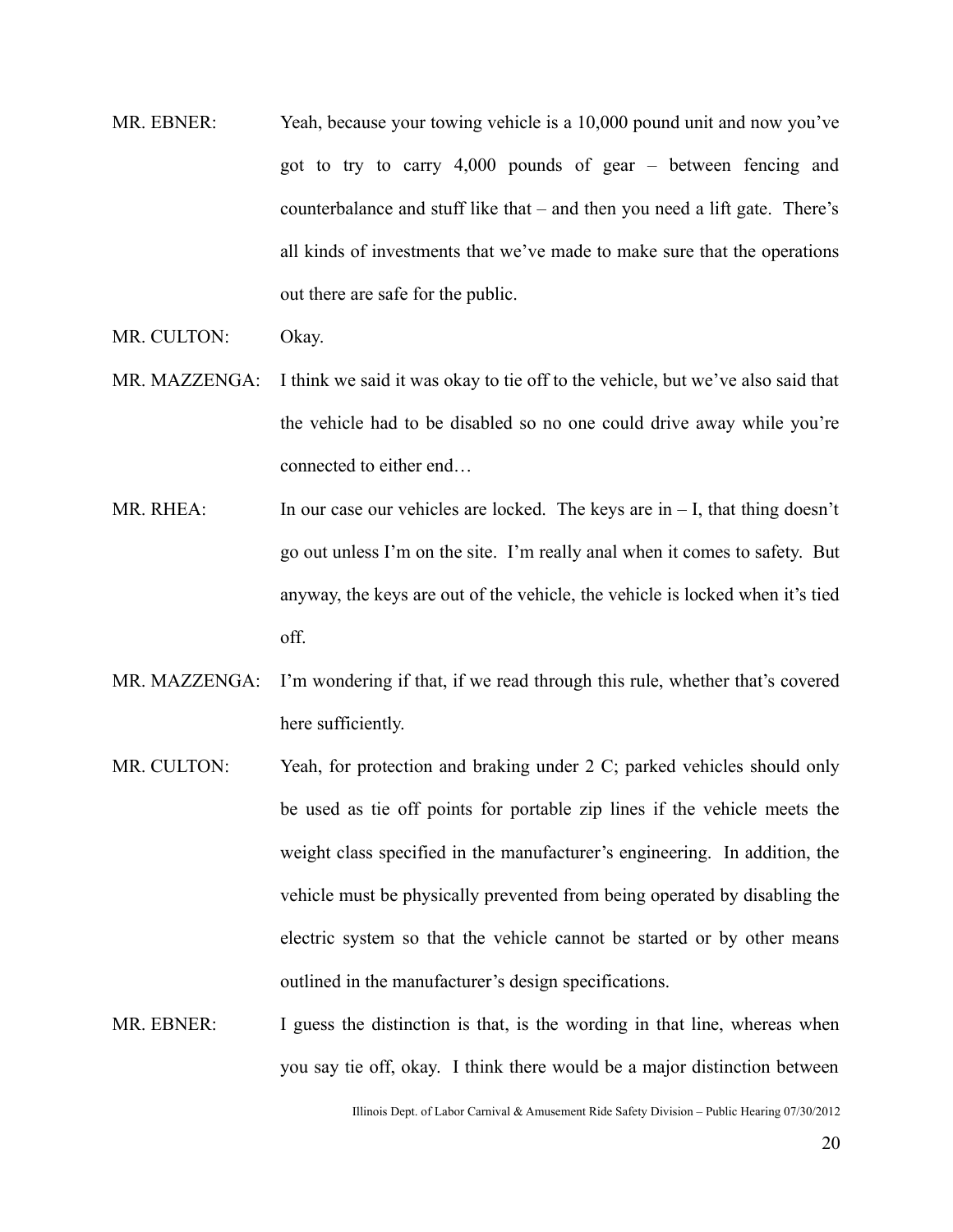MR. EBNER: Yeah, because your towing vehicle is a 10,000 pound unit and now you've got to try to carry 4,000 pounds of gear – between fencing and counterbalance and stuff like that – and then you need a lift gate. There's all kinds of investments that we've made to make sure that the operations out there are safe for the public.

MR. CULTON: Okay.

MR. MAZZENGA: I think we said it was okay to tie off to the vehicle, but we've also said that the vehicle had to be disabled so no one could drive away while you're connected to either end…

MR. RHEA: In our case our vehicles are locked. The keys are in – I, that thing doesn't go out unless I'm on the site. I'm really anal when it comes to safety. But anyway, the keys are out of the vehicle, the vehicle is locked when it's tied off.

MR. MAZZENGA: I'm wondering if that, if we read through this rule, whether that's covered here sufficiently.

MR. CULTON: Yeah, for protection and braking under 2 C; parked vehicles should only be used as tie off points for portable zip lines if the vehicle meets the weight class specified in the manufacturer's engineering. In addition, the vehicle must be physically prevented from being operated by disabling the electric system so that the vehicle cannot be started or by other means outlined in the manufacturer's design specifications.

MR. EBNER: I guess the distinction is that, is the wording in that line, whereas when you say tie off, okay. I think there would be a major distinction between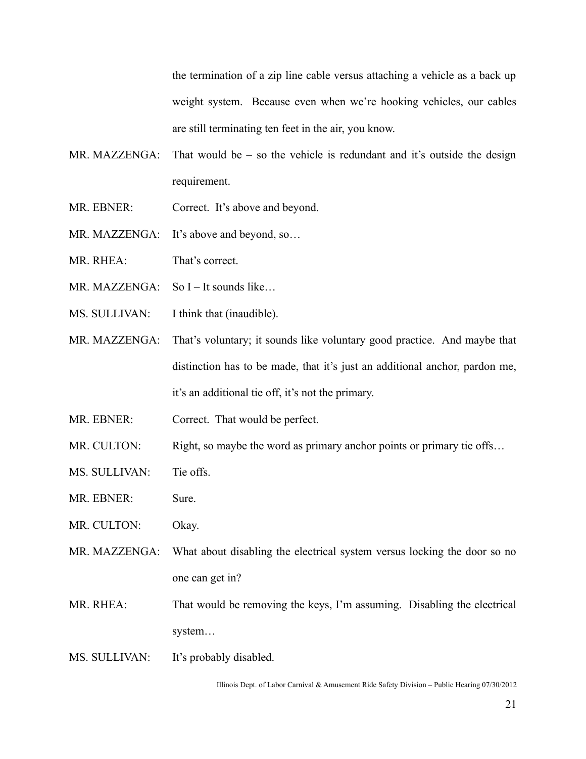the termination of a zip line cable versus attaching a vehicle as a back up weight system. Because even when we're hooking vehicles, our cables are still terminating ten feet in the air, you know.

MR. MAZZENGA: That would be – so the vehicle is redundant and it's outside the design requirement.

MR. EBNER: Correct. It's above and beyond.

MR. MAZZENGA: It's above and beyond, so…

MR. RHEA: That's correct.

MR. MAZZENGA: So I – It sounds like…

MS. SULLIVAN: I think that (inaudible).

MR. MAZZENGA: That's voluntary; it sounds like voluntary good practice. And maybe that distinction has to be made, that it's just an additional anchor, pardon me, it's an additional tie off, it's not the primary.

MR. EBNER: Correct. That would be perfect.

MR. CULTON: Right, so maybe the word as primary anchor points or primary tie offs…

MS. SULLIVAN: Tie offs.

MR. EBNER: Sure.

MR. CULTON: Okay.

MR. MAZZENGA: What about disabling the electrical system versus locking the door so no one can get in?

MR. RHEA: That would be removing the keys, I'm assuming. Disabling the electrical system…

MS. SULLIVAN: It's probably disabled.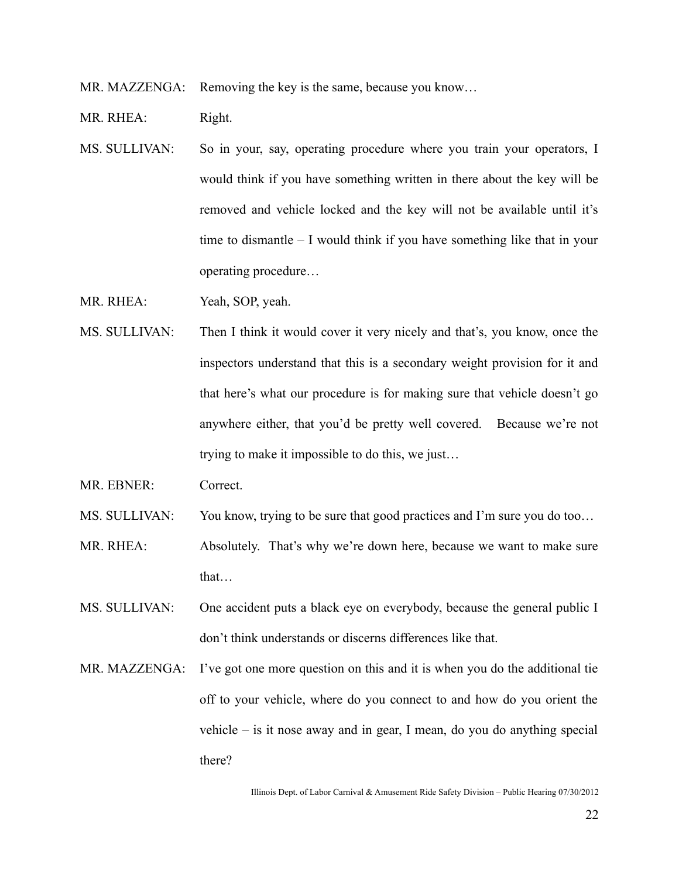MR. MAZZENGA: Removing the key is the same, because you know…

MR. RHEA: Right.

MS. SULLIVAN: So in your, say, operating procedure where you train your operators, I would think if you have something written in there about the key will be removed and vehicle locked and the key will not be available until it's time to dismantle – I would think if you have something like that in your operating procedure…

MR. RHEA: Yeah, SOP, yeah.

MS. SULLIVAN: Then I think it would cover it very nicely and that's, you know, once the inspectors understand that this is a secondary weight provision for it and that here's what our procedure is for making sure that vehicle doesn't go anywhere either, that you'd be pretty well covered. Because we're not trying to make it impossible to do this, we just…

MR. EBNER: Correct.

MS. SULLIVAN: You know, trying to be sure that good practices and I'm sure you do too…

MR. RHEA: Absolutely. That's why we're down here, because we want to make sure that…

MS. SULLIVAN: One accident puts a black eye on everybody, because the general public I don't think understands or discerns differences like that.

MR. MAZZENGA: I've got one more question on this and it is when you do the additional tie off to your vehicle, where do you connect to and how do you orient the vehicle – is it nose away and in gear, I mean, do you do anything special there?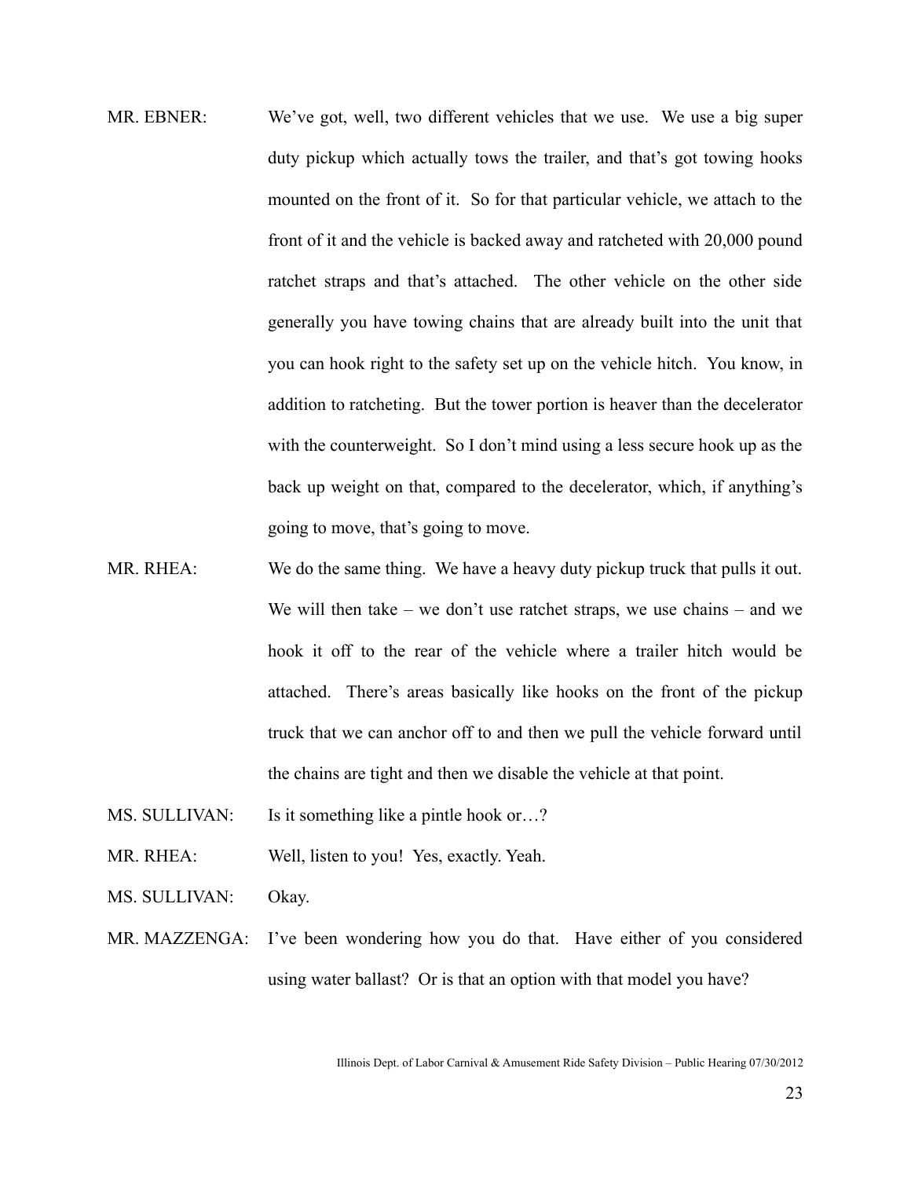MR. EBNER: We've got, well, two different vehicles that we use. We use a big super duty pickup which actually tows the trailer, and that's got towing hooks mounted on the front of it. So for that particular vehicle, we attach to the front of it and the vehicle is backed away and ratcheted with 20,000 pound ratchet straps and that's attached. The other vehicle on the other side generally you have towing chains that are already built into the unit that you can hook right to the safety set up on the vehicle hitch. You know, in addition to ratcheting. But the tower portion is heaver than the decelerator with the counterweight. So I don't mind using a less secure hook up as the back up weight on that, compared to the decelerator, which, if anything's going to move, that's going to move.

MR. RHEA: We do the same thing. We have a heavy duty pickup truck that pulls it out. We will then take – we don't use ratchet straps, we use chains – and we hook it off to the rear of the vehicle where a trailer hitch would be attached. There's areas basically like hooks on the front of the pickup truck that we can anchor off to and then we pull the vehicle forward until the chains are tight and then we disable the vehicle at that point.

MS. SULLIVAN: Is it something like a pintle hook or…?

MR. RHEA: Well, listen to you! Yes, exactly. Yeah.

MS. SULLIVAN: Okay.

MR. MAZZENGA: I've been wondering how you do that. Have either of you considered using water ballast? Or is that an option with that model you have?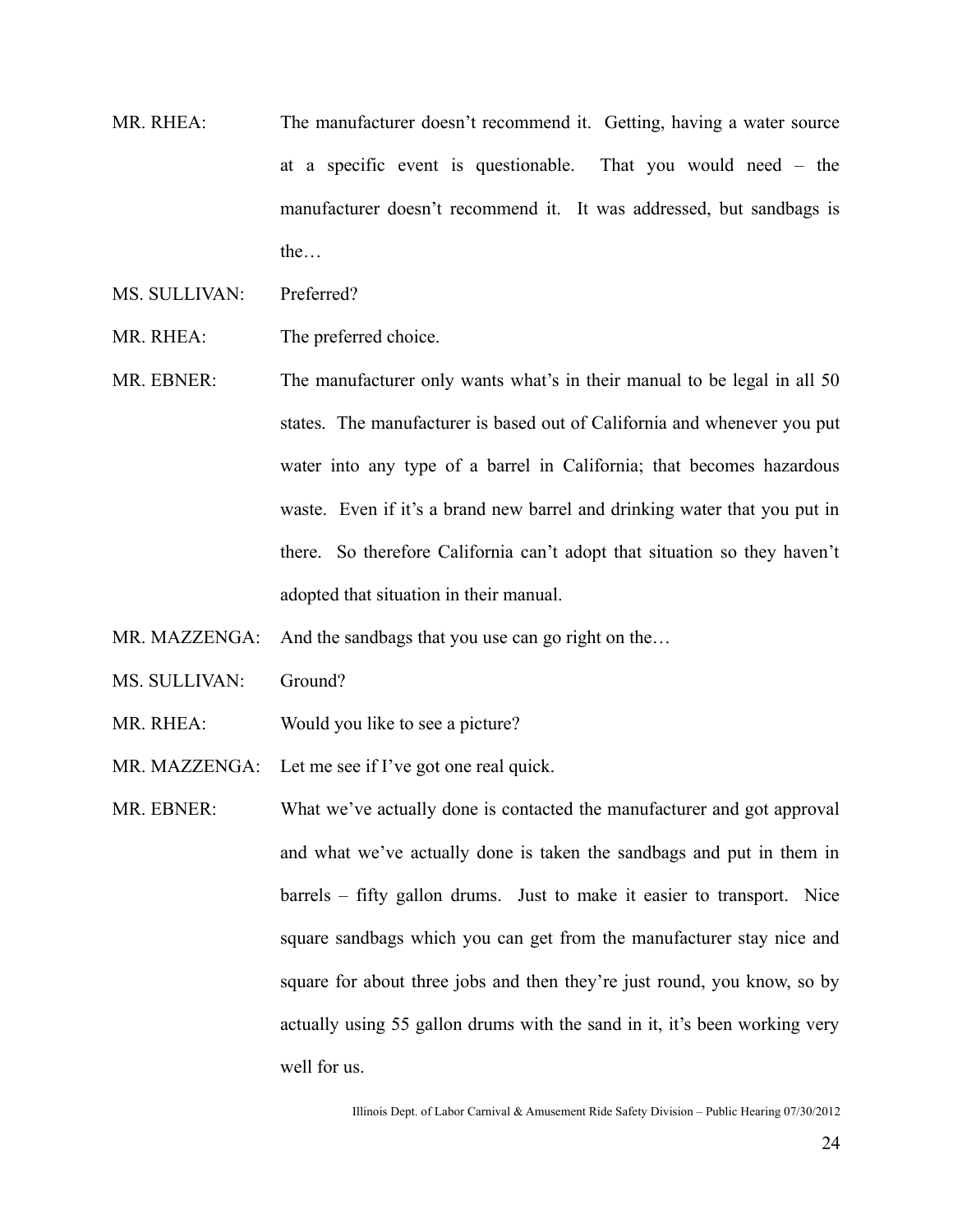MR. RHEA: The manufacturer doesn't recommend it. Getting, having a water source at a specific event is questionable. That you would need – the manufacturer doesn't recommend it. It was addressed, but sandbags is the…

MS. SULLIVAN: Preferred?

MR. RHEA: The preferred choice.

MR. EBNER: The manufacturer only wants what's in their manual to be legal in all 50 states. The manufacturer is based out of California and whenever you put water into any type of a barrel in California; that becomes hazardous waste. Even if it's a brand new barrel and drinking water that you put in there. So therefore California can't adopt that situation so they haven't adopted that situation in their manual.

MR. MAZZENGA: And the sandbags that you use can go right on the…

MS. SULLIVAN: Ground?

MR. RHEA: Would you like to see a picture?

MR. MAZZENGA: Let me see if I've got one real quick.

MR. EBNER: What we've actually done is contacted the manufacturer and got approval and what we've actually done is taken the sandbags and put in them in barrels – fifty gallon drums. Just to make it easier to transport. Nice square sandbags which you can get from the manufacturer stay nice and square for about three jobs and then they're just round, you know, so by actually using 55 gallon drums with the sand in it, it's been working very well for us.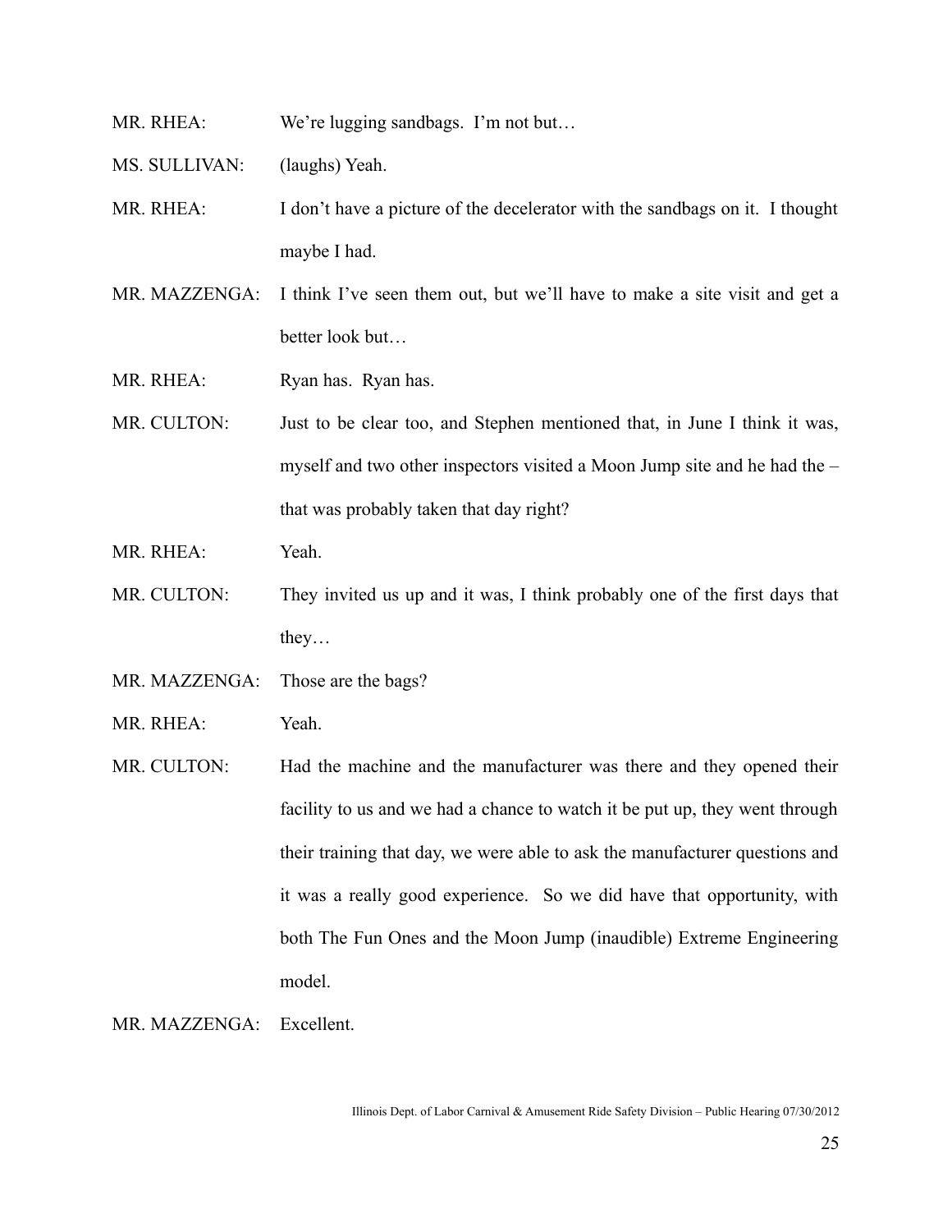MR. RHEA: We're lugging sandbags. I'm not but…

MS. SULLIVAN: (laughs) Yeah.

MR. RHEA: I don't have a picture of the decelerator with the sandbags on it. I thought maybe I had.

MR. MAZZENGA: I think I've seen them out, but we'll have to make a site visit and get a better look but…

MR. RHEA: Ryan has. Ryan has.

MR. CULTON: Just to be clear too, and Stephen mentioned that, in June I think it was, myself and two other inspectors visited a Moon Jump site and he had the – that was probably taken that day right?

MR. RHEA: Yeah.

MR. CULTON: They invited us up and it was, I think probably one of the first days that they…

MR. MAZZENGA: Those are the bags?

MR. RHEA: Yeah.

MR. CULTON: Had the machine and the manufacturer was there and they opened their facility to us and we had a chance to watch it be put up, they went through their training that day, we were able to ask the manufacturer questions and it was a really good experience. So we did have that opportunity, with both The Fun Ones and the Moon Jump (inaudible) Extreme Engineering model.

MR. MAZZENGA: Excellent.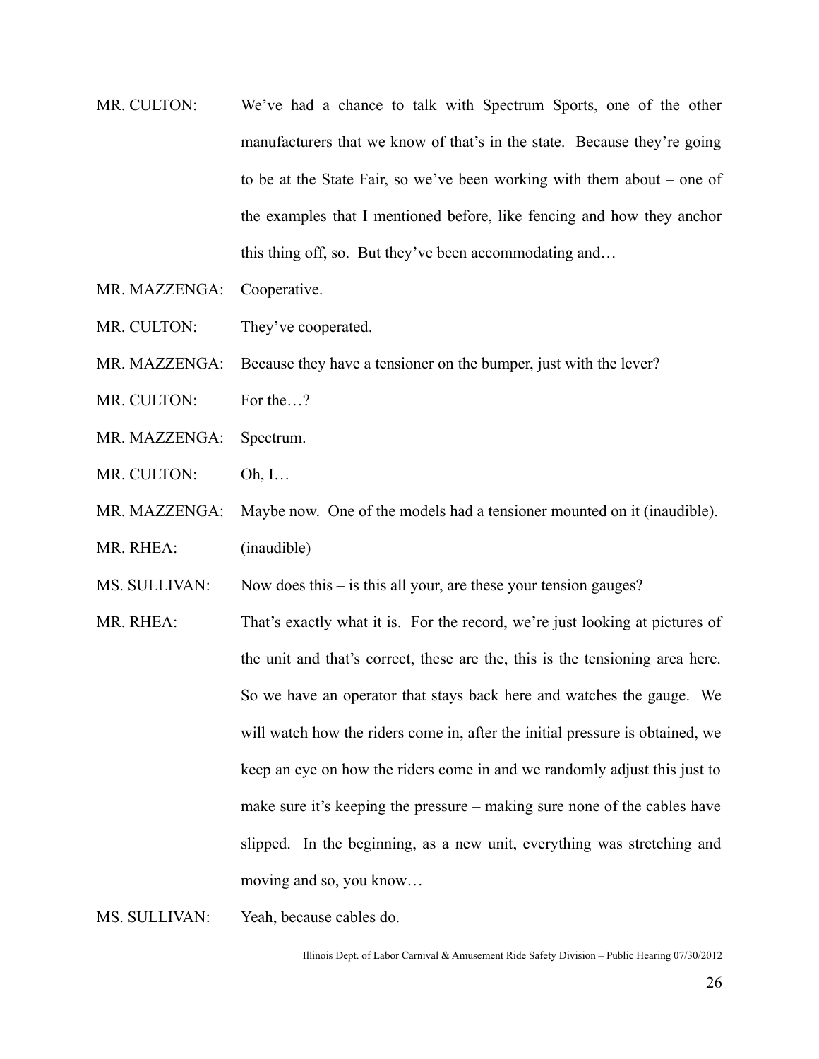MR. CULTON: We've had a chance to talk with Spectrum Sports, one of the other manufacturers that we know of that's in the state. Because they're going to be at the State Fair, so we've been working with them about – one of the examples that I mentioned before, like fencing and how they anchor this thing off, so. But they've been accommodating and…

MR. MAZZENGA: Cooperative.

MR. CULTON: They've cooperated.

MR. MAZZENGA: Because they have a tensioner on the bumper, just with the lever?

MR. CULTON: For the…?

MR. MAZZENGA: Spectrum.

MR. CULTON: Oh, I…

MR. MAZZENGA: Maybe now. One of the models had a tensioner mounted on it (inaudible).

MR. RHEA: (inaudible)

MS. SULLIVAN: Now does this – is this all your, are these your tension gauges?

MR. RHEA: That's exactly what it is. For the record, we're just looking at pictures of the unit and that's correct, these are the, this is the tensioning area here. So we have an operator that stays back here and watches the gauge. We will watch how the riders come in, after the initial pressure is obtained, we keep an eye on how the riders come in and we randomly adjust this just to make sure it's keeping the pressure – making sure none of the cables have slipped. In the beginning, as a new unit, everything was stretching and moving and so, you know…

MS. SULLIVAN: Yeah, because cables do.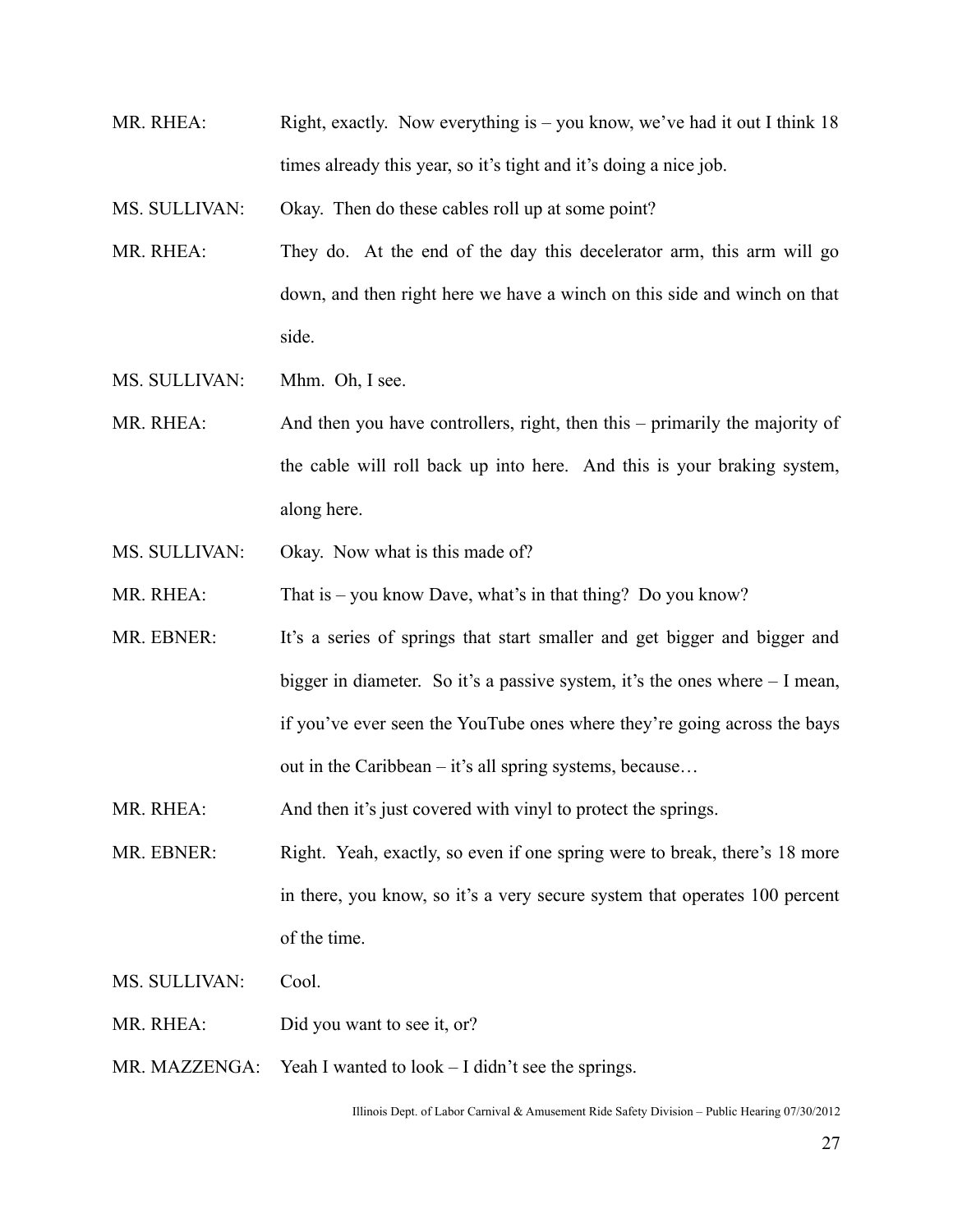MR. RHEA: Right, exactly. Now everything is – you know, we've had it out I think 18 times already this year, so it's tight and it's doing a nice job.

MS. SULLIVAN: Okay. Then do these cables roll up at some point?

MR. RHEA: They do. At the end of the day this decelerator arm, this arm will go down, and then right here we have a winch on this side and winch on that side.

MS. SULLIVAN: Mhm. Oh, I see.

MR. RHEA: And then you have controllers, right, then this – primarily the majority of the cable will roll back up into here. And this is your braking system, along here.

MS. SULLIVAN: Okay. Now what is this made of?

MR. RHEA: That is – you know Dave, what's in that thing? Do you know?

MR. EBNER: It's a series of springs that start smaller and get bigger and bigger and bigger in diameter. So it's a passive system, it's the ones where – I mean, if you've ever seen the YouTube ones where they're going across the bays out in the Caribbean – it's all spring systems, because…

MR. RHEA: And then it's just covered with vinyl to protect the springs.

MR. EBNER: Right. Yeah, exactly, so even if one spring were to break, there's 18 more in there, you know, so it's a very secure system that operates 100 percent of the time.

MS. SULLIVAN: Cool.

MR. RHEA: Did you want to see it, or?

MR. MAZZENGA: Yeah I wanted to look – I didn't see the springs.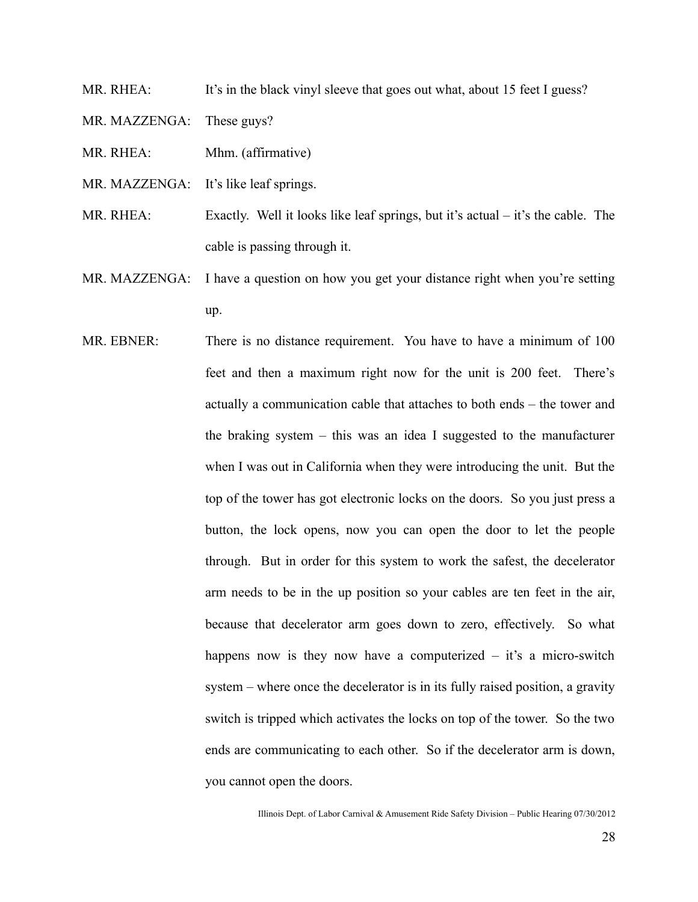MR. RHEA: It's in the black vinyl sleeve that goes out what, about 15 feet I guess?

MR. MAZZENGA: These guys?

MR. RHEA: Mhm. (affirmative)

MR. MAZZENGA: It's like leaf springs.

MR. RHEA: Exactly. Well it looks like leaf springs, but it's actual – it's the cable. The cable is passing through it.

MR. MAZZENGA: I have a question on how you get your distance right when you're setting up.

MR. EBNER: There is no distance requirement. You have to have a minimum of 100 feet and then a maximum right now for the unit is 200 feet. There's actually a communication cable that attaches to both ends – the tower and the braking system – this was an idea I suggested to the manufacturer when I was out in California when they were introducing the unit. But the top of the tower has got electronic locks on the doors. So you just press a button, the lock opens, now you can open the door to let the people through. But in order for this system to work the safest, the decelerator arm needs to be in the up position so your cables are ten feet in the air, because that decelerator arm goes down to zero, effectively. So what happens now is they now have a computerized – it's a micro-switch system – where once the decelerator is in its fully raised position, a gravity switch is tripped which activates the locks on top of the tower. So the two ends are communicating to each other. So if the decelerator arm is down, you cannot open the doors.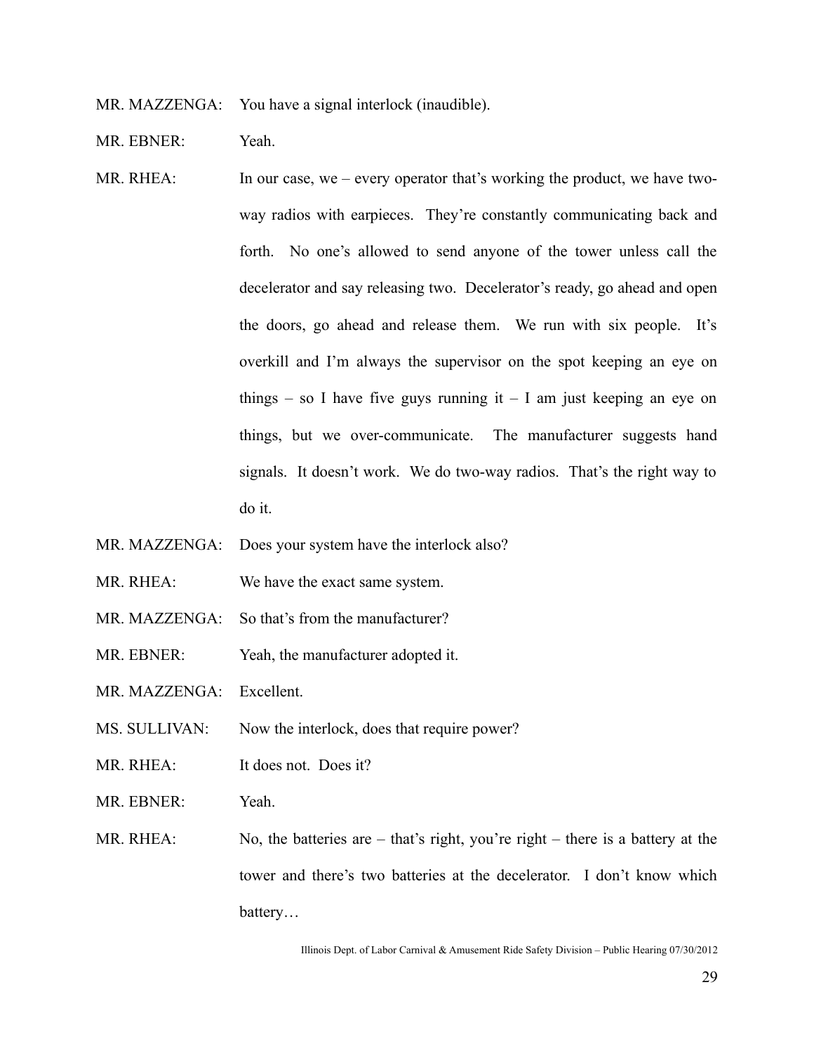MR. MAZZENGA: You have a signal interlock (inaudible).

MR. EBNER: Yeah.

MR. RHEA: In our case, we – every operator that's working the product, we have two-way radios with earpieces. They're constantly communicating back and forth. No one's allowed to send anyone of the tower unless call the decelerator and say releasing two. Decelerator's ready, go ahead and open the doors, go ahead and release them. We run with six people. It's overkill and I'm always the supervisor on the spot keeping an eye on things – so I have five guys running it – I am just keeping an eye on things, but we over-communicate. The manufacturer suggests hand signals. It doesn't work. We do two-way radios. That's the right way to do it.

MR. MAZZENGA: Does your system have the interlock also?

MR. RHEA: We have the exact same system.

MR. MAZZENGA: So that's from the manufacturer?

MR. EBNER: Yeah, the manufacturer adopted it.

MR. MAZZENGA: Excellent.

MS. SULLIVAN: Now the interlock, does that require power?

MR. RHEA: It does not. Does it?

MR. EBNER: Yeah.

MR. RHEA: No, the batteries are – that's right, you're right – there is a battery at the tower and there's two batteries at the decelerator. I don't know which battery…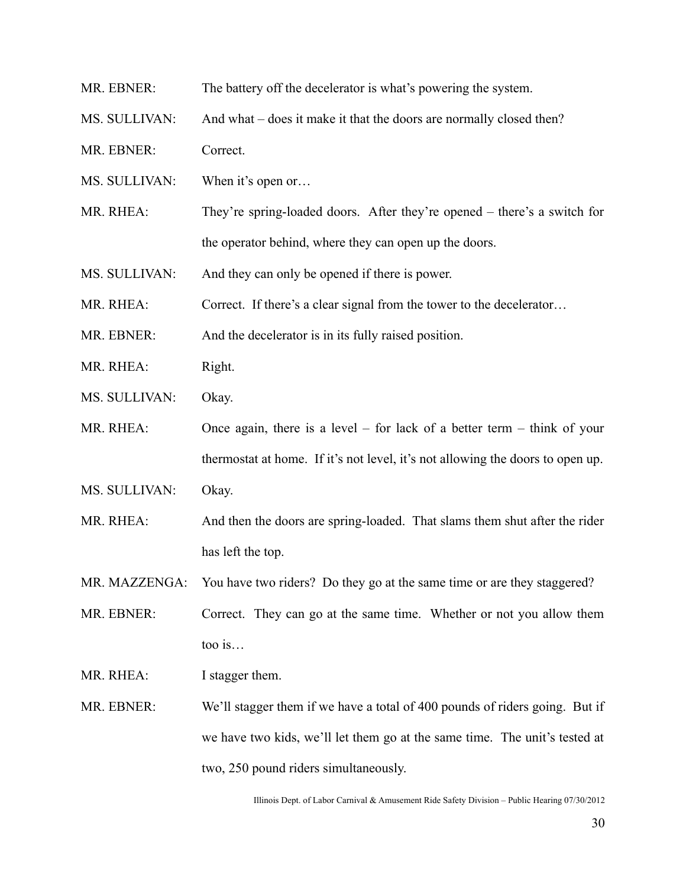MR. EBNER: The battery off the decelerator is what's powering the system.

MS. SULLIVAN: And what – does it make it that the doors are normally closed then?

MR. EBNER: Correct.

MS. SULLIVAN: When it's open or…

MR. RHEA: They're spring-loaded doors. After they're opened – there's a switch for the operator behind, where they can open up the doors.

MS. SULLIVAN: And they can only be opened if there is power.

MR. RHEA: Correct. If there's a clear signal from the tower to the decelerator…

MR. EBNER: And the decelerator is in its fully raised position.

MR. RHEA: Right.

MS. SULLIVAN: Okay.

MR. RHEA: Once again, there is a level – for lack of a better term – think of your thermostat at home. If it's not level, it's not allowing the doors to open up.

MS. SULLIVAN: Okay.

MR. RHEA: And then the doors are spring-loaded. That slams them shut after the rider has left the top.

MR. MAZZENGA: You have two riders? Do they go at the same time or are they staggered?

MR. EBNER: Correct. They can go at the same time. Whether or not you allow them too is…

MR. RHEA: I stagger them.

MR. EBNER: We'll stagger them if we have a total of 400 pounds of riders going. But if we have two kids, we'll let them go at the same time. The unit's tested at two, 250 pound riders simultaneously.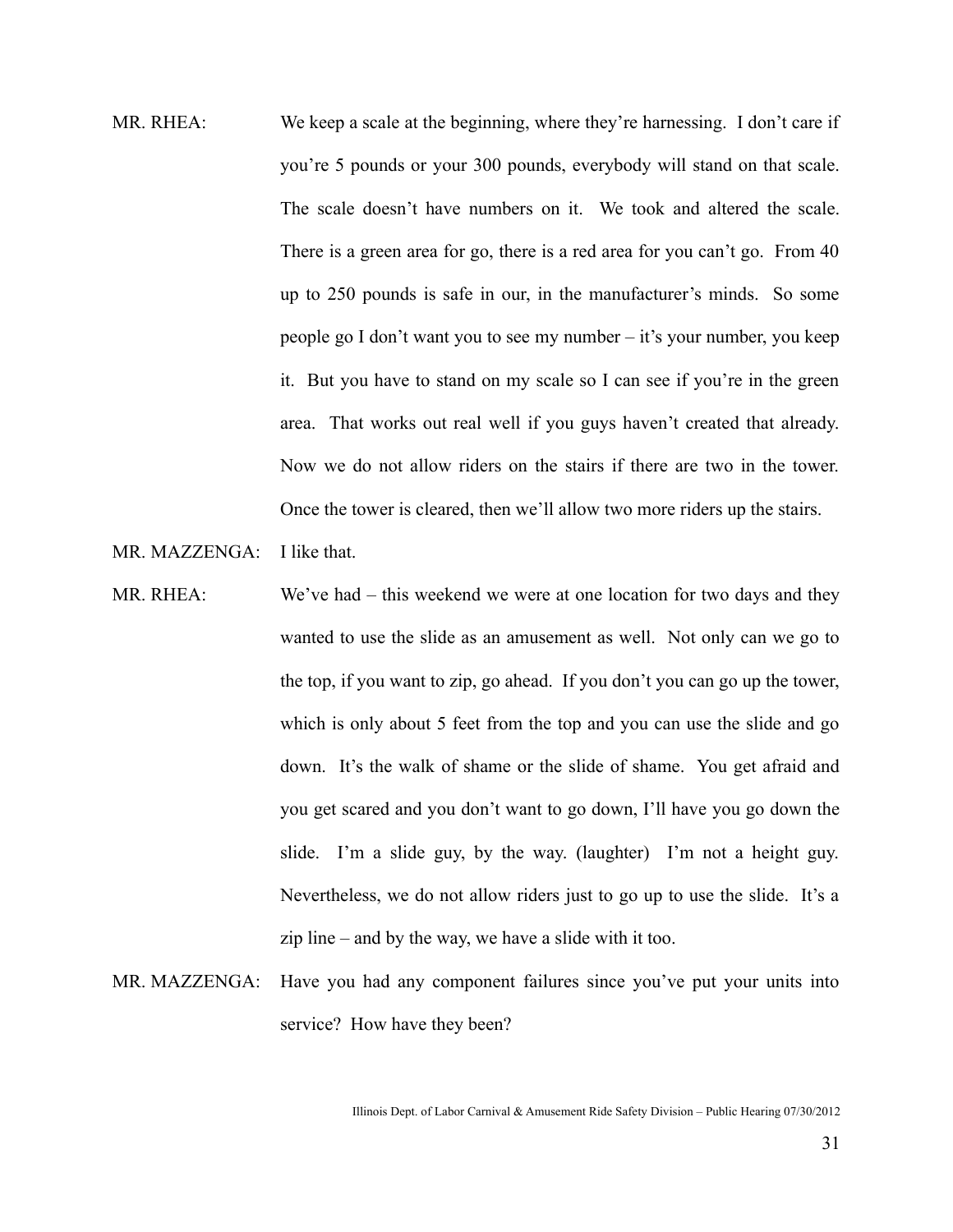MR. RHEA: We keep a scale at the beginning, where they're harnessing. I don't care if you're 5 pounds or your 300 pounds, everybody will stand on that scale. The scale doesn't have numbers on it. We took and altered the scale. There is a green area for go, there is a red area for you can't go. From 40 up to 250 pounds is safe in our, in the manufacturer's minds. So some people go I don't want you to see my number – it's your number, you keep it. But you have to stand on my scale so I can see if you're in the green area. That works out real well if you guys haven't created that already. Now we do not allow riders on the stairs if there are two in the tower. Once the tower is cleared, then we'll allow two more riders up the stairs.

MR. MAZZENGA: I like that.

MR. RHEA: We've had – this weekend we were at one location for two days and they wanted to use the slide as an amusement as well. Not only can we go to the top, if you want to zip, go ahead. If you don't you can go up the tower, which is only about 5 feet from the top and you can use the slide and go down. It's the walk of shame or the slide of shame. You get afraid and you get scared and you don't want to go down, I'll have you go down the slide. I'm a slide guy, by the way. (laughter) I'm not a height guy. Nevertheless, we do not allow riders just to go up to use the slide. It's a zip line – and by the way, we have a slide with it too.

MR. MAZZENGA: Have you had any component failures since you've put your units into service? How have they been?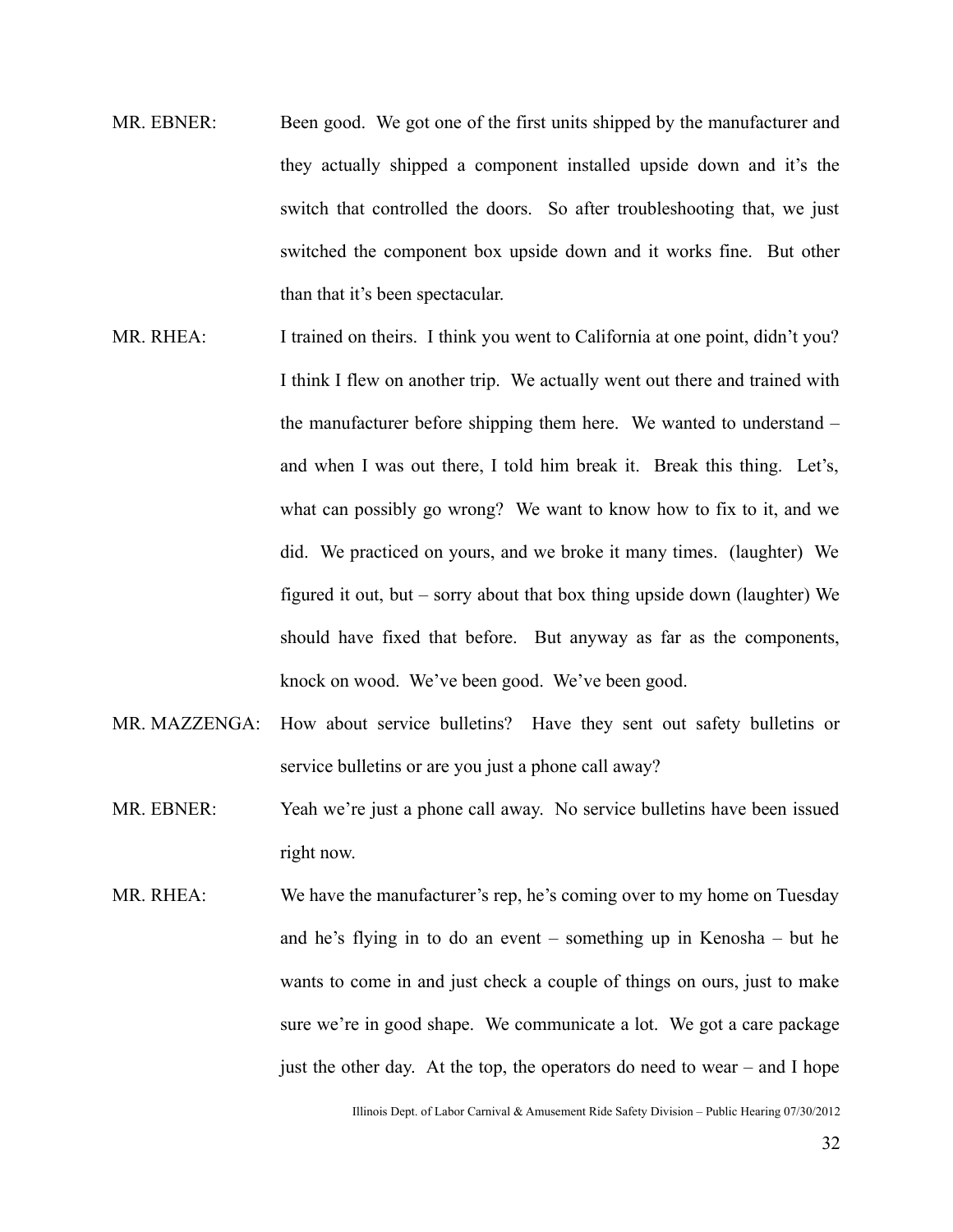MR. EBNER: Been good. We got one of the first units shipped by the manufacturer and they actually shipped a component installed upside down and it's the switch that controlled the doors. So after troubleshooting that, we just switched the component box upside down and it works fine. But other than that it's been spectacular.

MR. RHEA: I trained on theirs. I think you went to California at one point, didn't you? I think I flew on another trip. We actually went out there and trained with the manufacturer before shipping them here. We wanted to understand – and when I was out there, I told him break it. Break this thing. Let's, what can possibly go wrong? We want to know how to fix to it, and we did. We practiced on yours, and we broke it many times. (laughter) We figured it out, but – sorry about that box thing upside down (laughter) We should have fixed that before. But anyway as far as the components, knock on wood. We've been good. We've been good.

MR. MAZZENGA: How about service bulletins? Have they sent out safety bulletins or service bulletins or are you just a phone call away?

MR. EBNER: Yeah we're just a phone call away. No service bulletins have been issued right now.

MR. RHEA: We have the manufacturer's rep, he's coming over to my home on Tuesday and he's flying in to do an event – something up in Kenosha – but he wants to come in and just check a couple of things on ours, just to make sure we're in good shape. We communicate a lot. We got a care package just the other day. At the top, the operators do need to wear – and I hope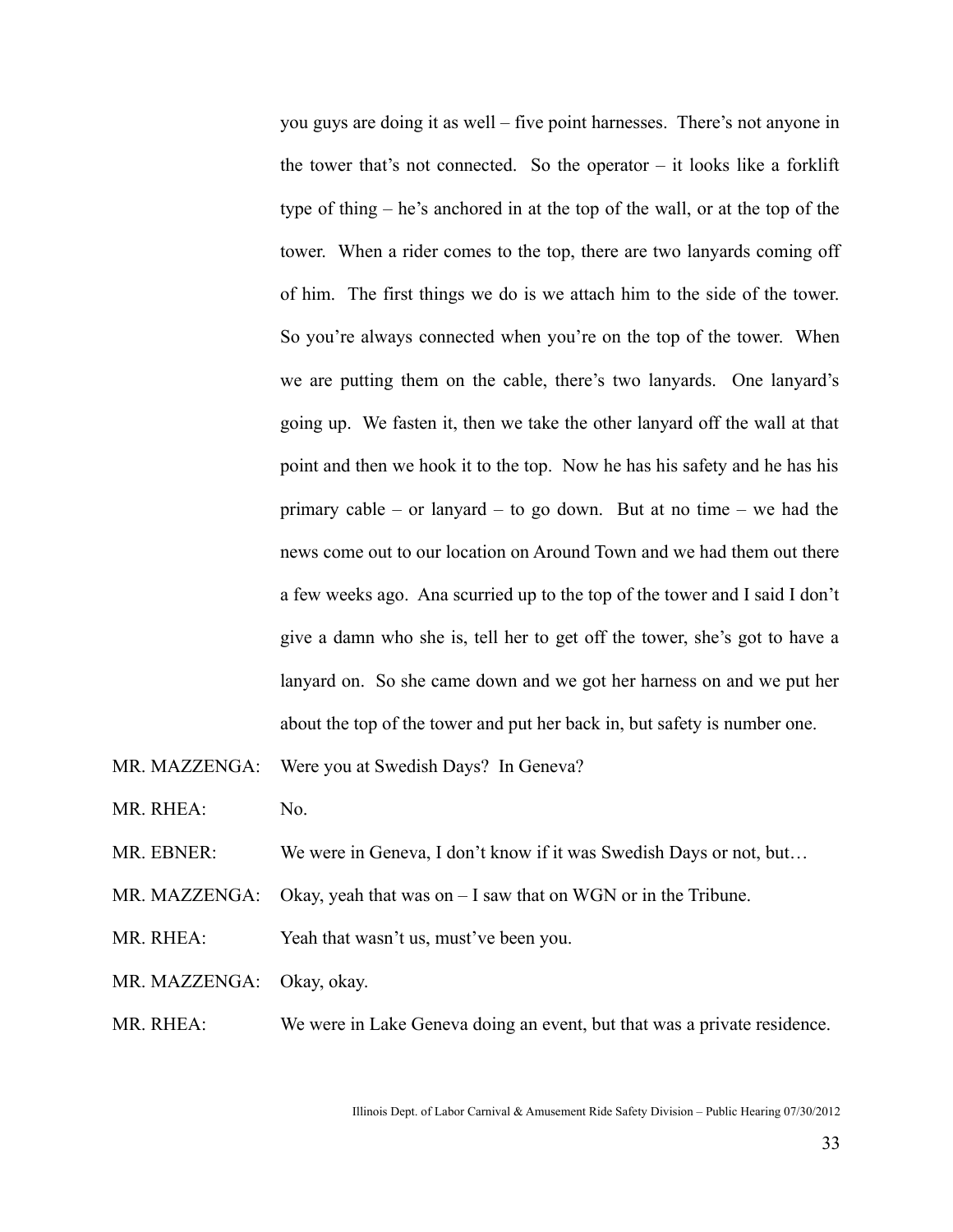you guys are doing it as well – five point harnesses. There's not anyone in the tower that's not connected. So the operator – it looks like a forklift type of thing – he's anchored in at the top of the wall, or at the top of the tower. When a rider comes to the top, there are two lanyards coming off of him. The first things we do is we attach him to the side of the tower. So you're always connected when you're on the top of the tower. When we are putting them on the cable, there's two lanyards. One lanyard's going up. We fasten it, then we take the other lanyard off the wall at that point and then we hook it to the top. Now he has his safety and he has his primary cable – or lanyard – to go down. But at no time – we had the news come out to our location on Around Town and we had them out there a few weeks ago. Ana scurried up to the top of the tower and I said I don't give a damn who she is, tell her to get off the tower, she's got to have a lanyard on. So she came down and we got her harness on and we put her about the top of the tower and put her back in, but safety is number one.

MR. MAZZENGA: Were you at Swedish Days? In Geneva?

MR. RHEA: No.

MR. EBNER: We were in Geneva, I don't know if it was Swedish Days or not, but…

MR. MAZZENGA: Okay, yeah that was on – I saw that on WGN or in the Tribune.

MR. RHEA: Yeah that wasn't us, must've been you.

MR. MAZZENGA: Okay, okay.

MR. RHEA: We were in Lake Geneva doing an event, but that was a private residence.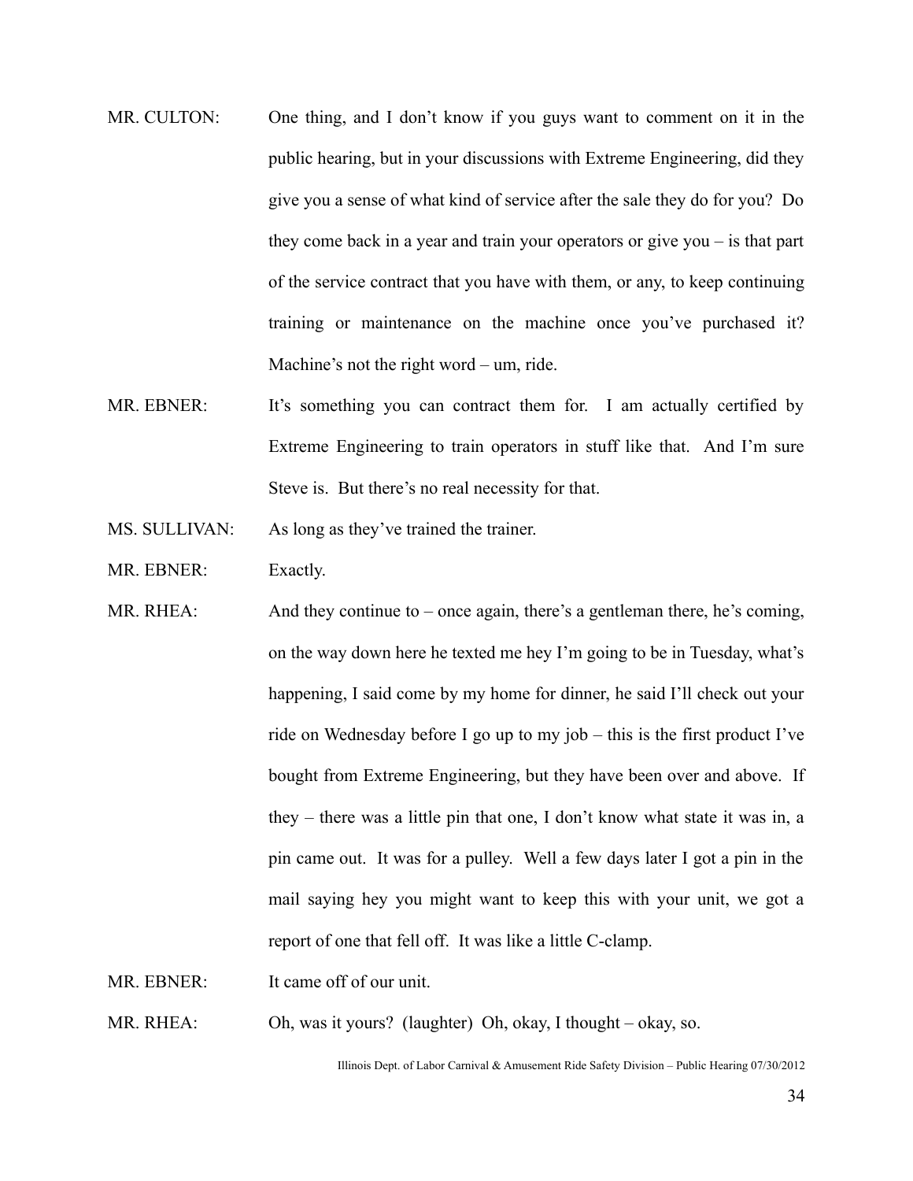MR. CULTON: One thing, and I don't know if you guys want to comment on it in the public hearing, but in your discussions with Extreme Engineering, did they give you a sense of what kind of service after the sale they do for you? Do they come back in a year and train your operators or give you – is that part of the service contract that you have with them, or any, to keep continuing training or maintenance on the machine once you've purchased it? Machine's not the right word – um, ride.

MR. EBNER: It's something you can contract them for. I am actually certified by Extreme Engineering to train operators in stuff like that. And I'm sure Steve is. But there's no real necessity for that.

MS. SULLIVAN: As long as they've trained the trainer.

MR. EBNER: Exactly.

MR. RHEA: And they continue to – once again, there's a gentleman there, he's coming, on the way down here he texted me hey I'm going to be in Tuesday, what's happening, I said come by my home for dinner, he said I'll check out your ride on Wednesday before I go up to my job – this is the first product I've bought from Extreme Engineering, but they have been over and above. If they – there was a little pin that one, I don't know what state it was in, a pin came out. It was for a pulley. Well a few days later I got a pin in the mail saying hey you might want to keep this with your unit, we got a report of one that fell off. It was like a little C-clamp.

MR. EBNER: It came off of our unit.

MR. RHEA: Oh, was it yours? (laughter) Oh, okay, I thought – okay, so.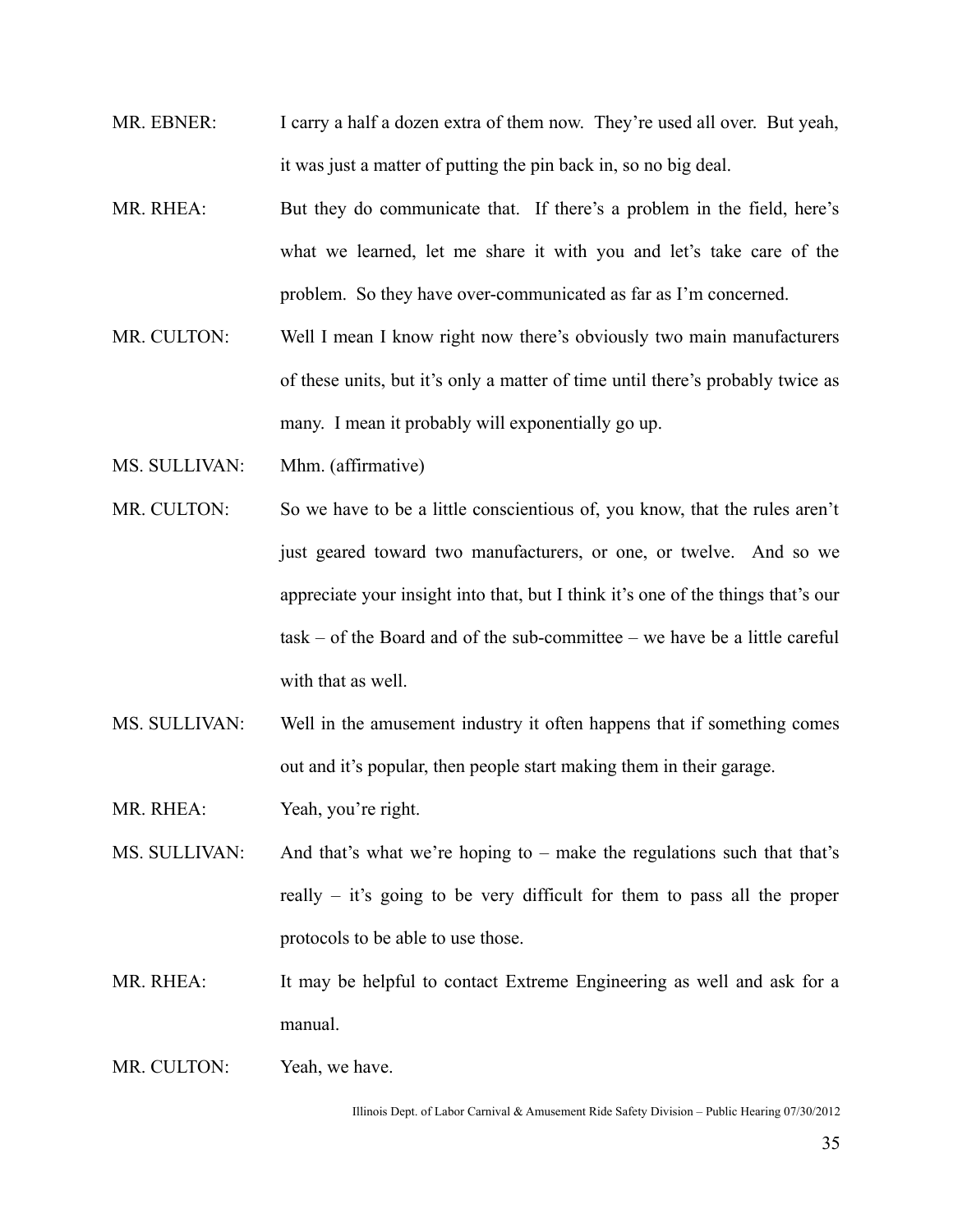MR. EBNER: I carry a half a dozen extra of them now. They're used all over. But yeah, it was just a matter of putting the pin back in, so no big deal.

MR. RHEA: But they do communicate that. If there's a problem in the field, here's what we learned, let me share it with you and let's take care of the problem. So they have over-communicated as far as I'm concerned.

MR. CULTON: Well I mean I know right now there's obviously two main manufacturers of these units, but it's only a matter of time until there's probably twice as many. I mean it probably will exponentially go up.

MS. SULLIVAN: Mhm. (affirmative)

MR. CULTON: So we have to be a little conscientious of, you know, that the rules aren't just geared toward two manufacturers, or one, or twelve. And so we appreciate your insight into that, but I think it's one of the things that's our task – of the Board and of the sub-committee – we have be a little careful with that as well.

MS. SULLIVAN: Well in the amusement industry it often happens that if something comes out and it's popular, then people start making them in their garage.

MR. RHEA: Yeah, you're right.

MS. SULLIVAN: And that's what we're hoping to – make the regulations such that that's really – it's going to be very difficult for them to pass all the proper protocols to be able to use those.

MR. RHEA: It may be helpful to contact Extreme Engineering as well and ask for a manual.

MR. CULTON: Yeah, we have.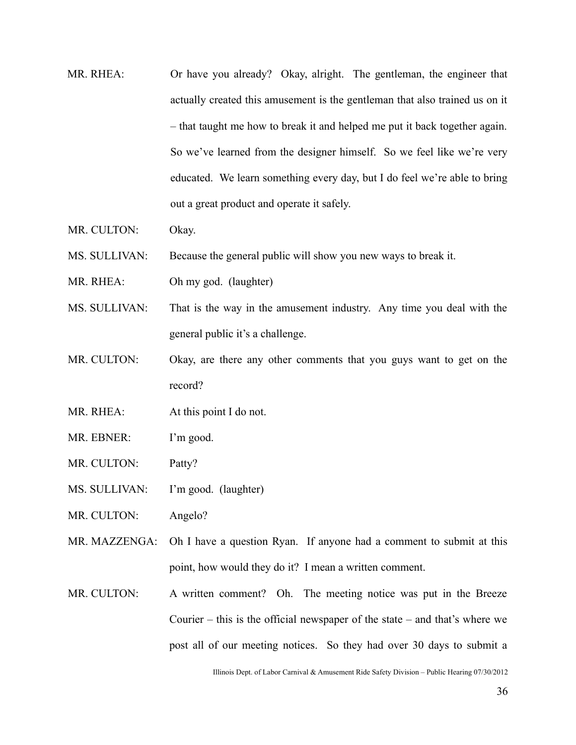MR. RHEA: Or have you already? Okay, alright. The gentleman, the engineer that actually created this amusement is the gentleman that also trained us on it – that taught me how to break it and helped me put it back together again. So we've learned from the designer himself. So we feel like we're very educated. We learn something every day, but I do feel we're able to bring out a great product and operate it safely.

MR. CULTON: Okay.

MS. SULLIVAN: Because the general public will show you new ways to break it.

MR. RHEA: Oh my god. (laughter)

MS. SULLIVAN: That is the way in the amusement industry. Any time you deal with the general public it's a challenge.

MR. CULTON: Okay, are there any other comments that you guys want to get on the record?

MR. RHEA: At this point I do not.

MR. EBNER: I'm good.

MR. CULTON: Patty?

MS. SULLIVAN: I'm good. (laughter)

MR. CULTON: Angelo?

MR. MAZZENGA: Oh I have a question Ryan. If anyone had a comment to submit at this point, how would they do it? I mean a written comment.

MR. CULTON: A written comment? Oh. The meeting notice was put in the Breeze Courier – this is the official newspaper of the state – and that's where we post all of our meeting notices. So they had over 30 days to submit a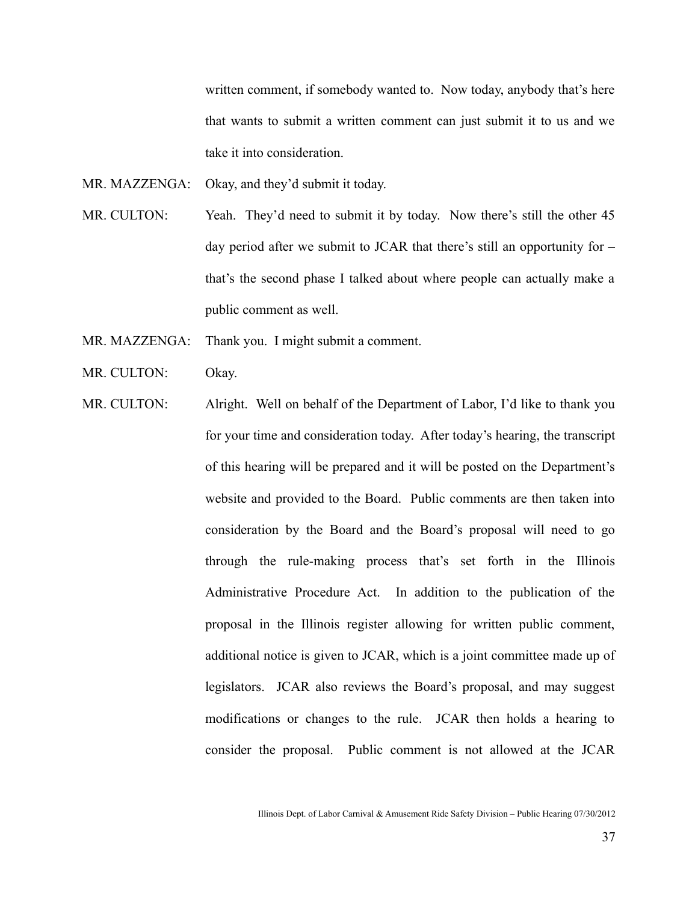written comment, if somebody wanted to. Now today, anybody that's here that wants to submit a written comment can just submit it to us and we take it into consideration.

MR. MAZZENGA: Okay, and they'd submit it today.

MR. CULTON: Yeah. They'd need to submit it by today. Now there's still the other 45 day period after we submit to JCAR that there's still an opportunity for – that's the second phase I talked about where people can actually make a public comment as well.

MR. MAZZENGA: Thank you. I might submit a comment.

MR. CULTON: Okay.

MR. CULTON: Alright. Well on behalf of the Department of Labor, I'd like to thank you for your time and consideration today. After today's hearing, the transcript of this hearing will be prepared and it will be posted on the Department's website and provided to the Board. Public comments are then taken into consideration by the Board and the Board's proposal will need to go through the rule-making process that's set forth in the Illinois Administrative Procedure Act. In addition to the publication of the proposal in the Illinois register allowing for written public comment, additional notice is given to JCAR, which is a joint committee made up of legislators. JCAR also reviews the Board's proposal, and may suggest modifications or changes to the rule. JCAR then holds a hearing to consider the proposal. Public comment is not allowed at the JCAR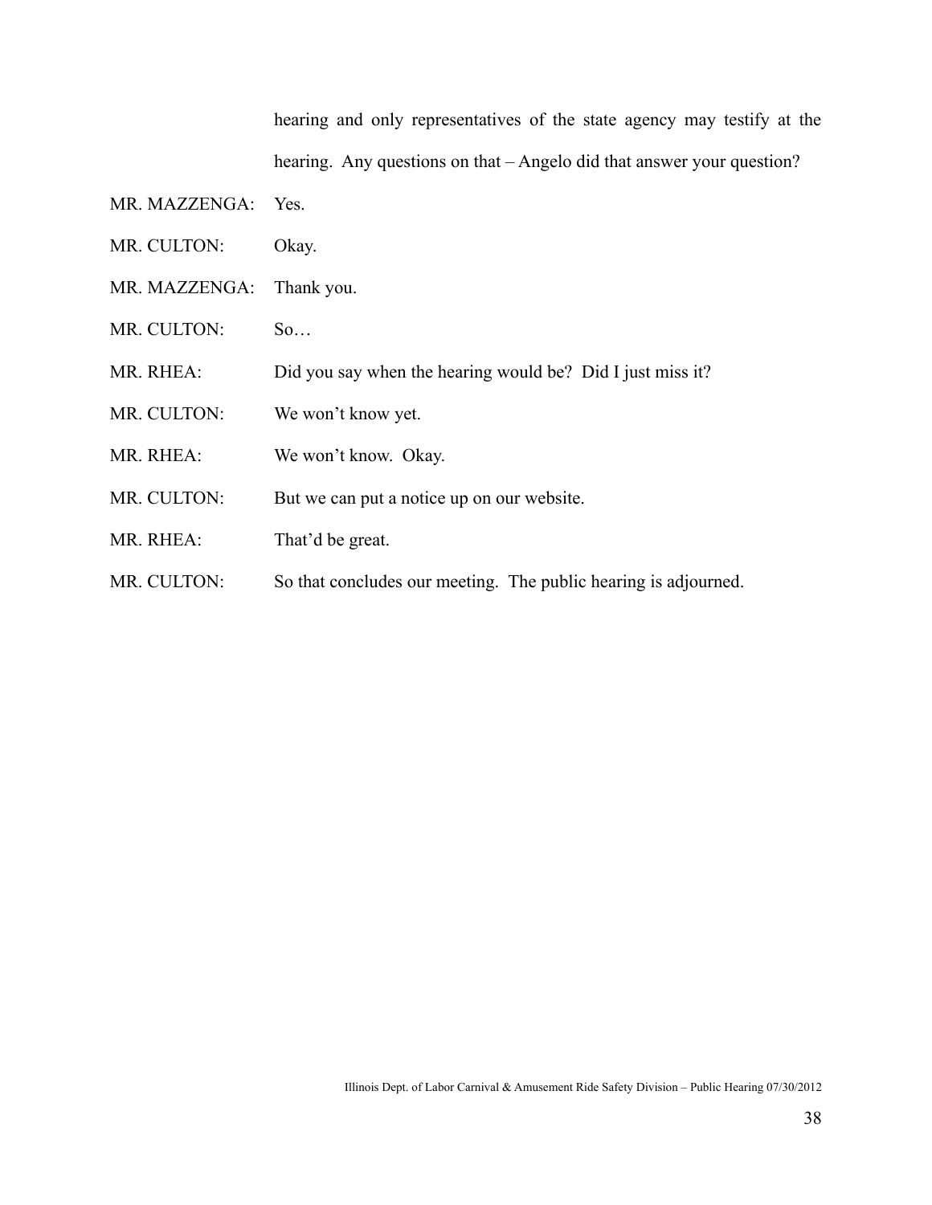hearing and only representatives of the state agency may testify at the hearing. Any questions on that – Angelo did that answer your question?

MR. MAZZENGA: Yes.

MR. CULTON: Okay.

MR. MAZZENGA: Thank you.

MR. CULTON: So…

MR. RHEA: Did you say when the hearing would be? Did I just miss it?

MR. CULTON: We won't know yet.

MR. RHEA: We won't know. Okay.

MR. CULTON: But we can put a notice up on our website.

MR. RHEA: That'd be great.

MR. CULTON: So that concludes our meeting. The public hearing is adjourned.